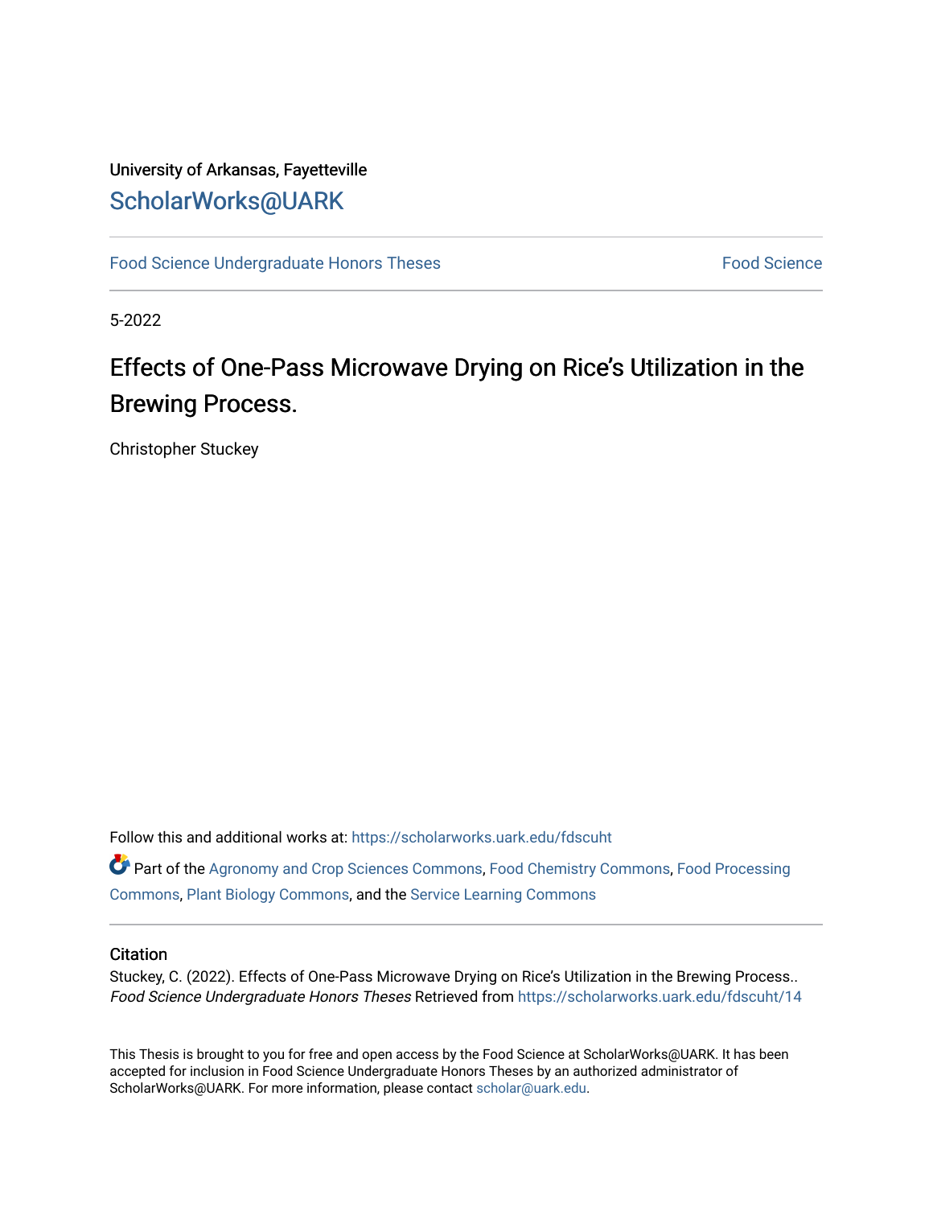University of Arkansas, Fayetteville

# ScholarWorks@UARK

Food Science Undergraduate Honors Theses | Food Science

5-2022

## Effects of One-Pass Microwave Drying on Rice's Utilization in the Brewing Process.

Christopher Stuckey

Follow this and additional works at: https://scholarworks.uark.edu/fdscuht

Part of the Agronomy and Crop Sciences Commons, Food Chemistry Commons, Food Processing Commons, Plant Biology Commons, and the Service Learning Commons

### Citation

Stuckey, C. (2022). Effects of One-Pass Microwave Drying on Rice's Utilization in the Brewing Process.. *Food Science Undergraduate Honors Theses* Retrieved from https://scholarworks.uark.edu/fdscuht/14

This Thesis is brought to you for free and open access by the Food Science at ScholarWorks@UARK. It has been accepted for inclusion in Food Science Undergraduate Honors Theses by an authorized administrator of ScholarWorks@UARK. For more information, please contact scholar@uark.edu.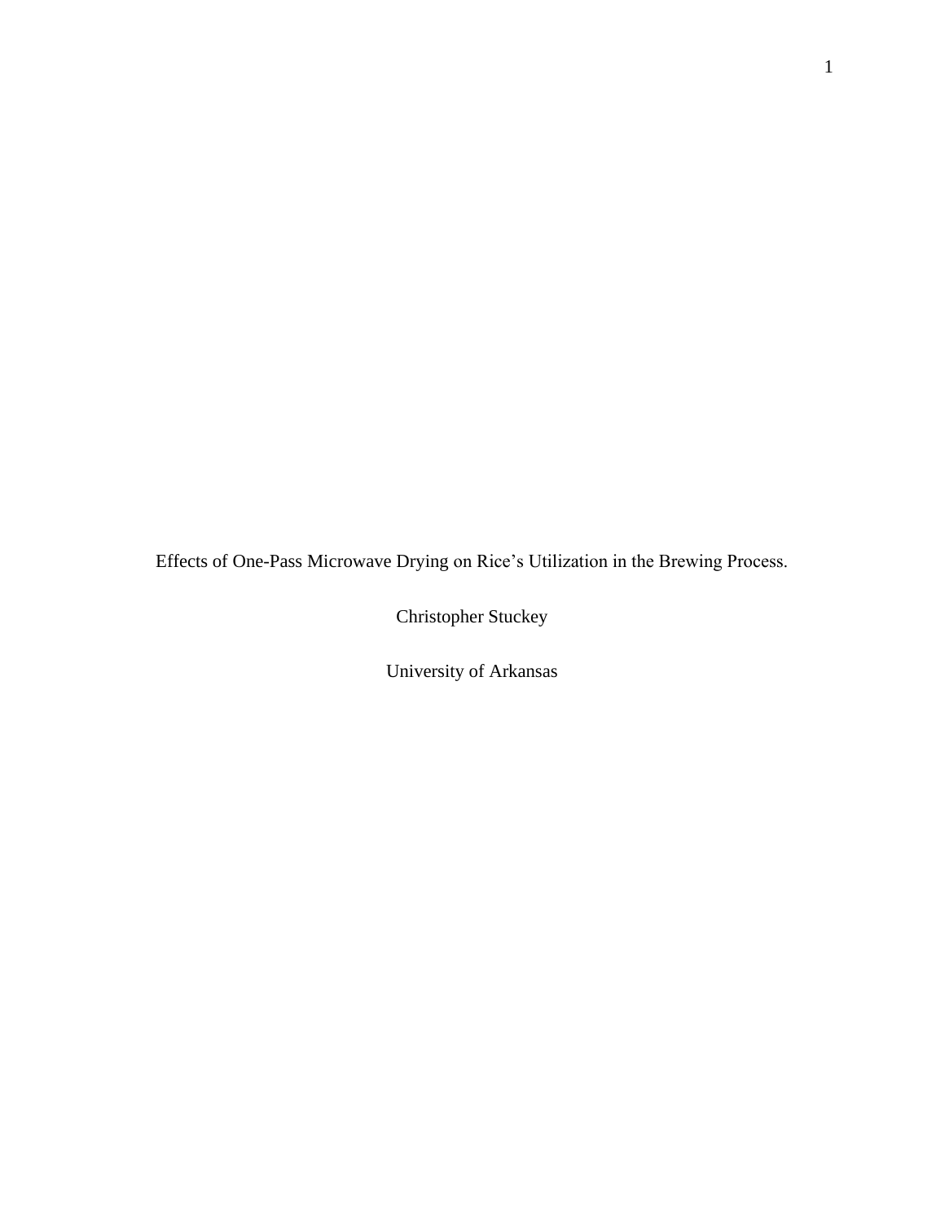Effects of One-Pass Microwave Drying on Rice's Utilization in the Brewing Process.

Christopher Stuckey

University of Arkansas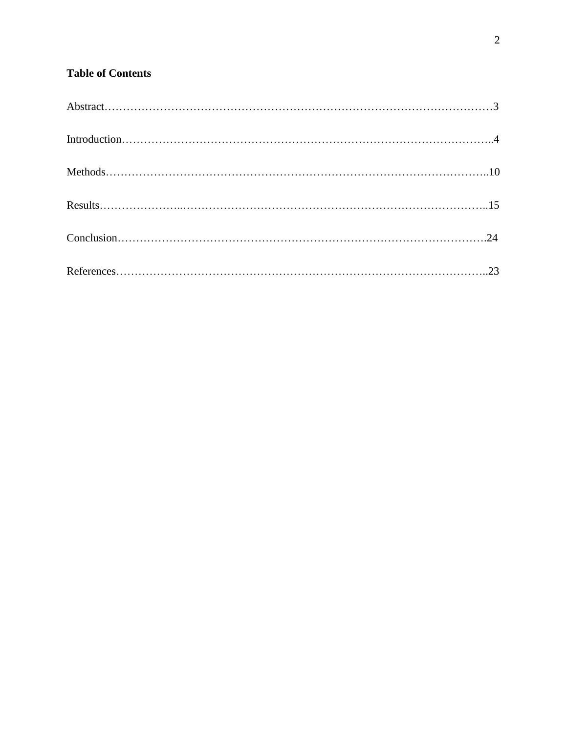**Table of Contents**

Abstract……………………………………………………………………………………………3

Introduction………………………………………………………………………………………..4

Methods…………………………………………………………………………………………..10

Results…………………...………………………………………………………………………..15

Conclusion……………………………………………………………………………………….24

References………………………………………………………………………………………..23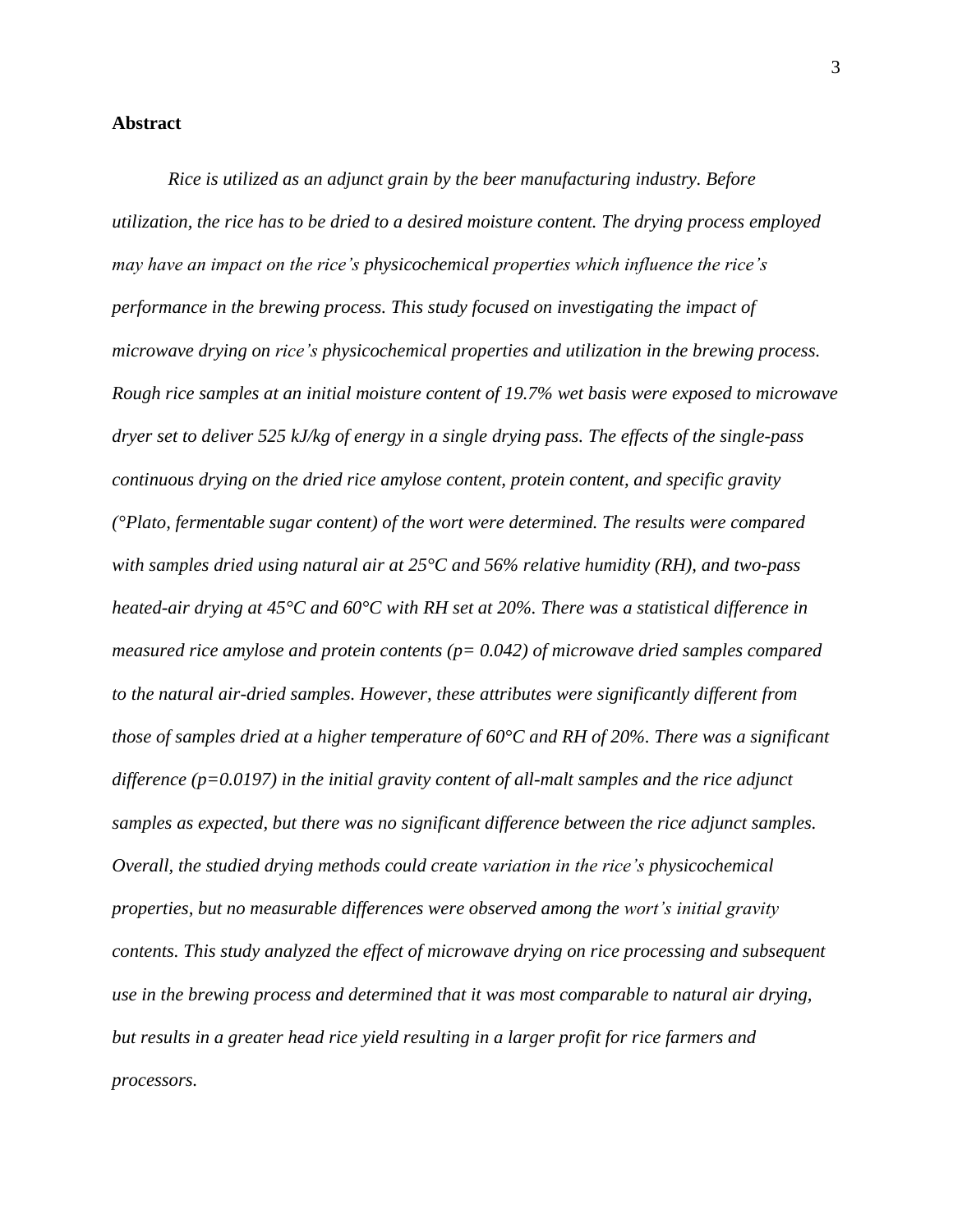**Abstract**

*Rice is utilized as an adjunct grain by the beer manufacturing industry. Before utilization, the rice has to be dried to a desired moisture content. The drying process employed may have an impact on the rice's physicochemical properties which influence the rice's performance in the brewing process. This study focused on investigating the impact of microwave drying on rice's physicochemical properties and utilization in the brewing process. Rough rice samples at an initial moisture content of 19.7% wet basis were exposed to microwave dryer set to deliver 525 kJ/kg of energy in a single drying pass. The effects of the single-pass continuous drying on the dried rice amylose content, protein content, and specific gravity (°Plato, fermentable sugar content) of the wort were determined. The results were compared with samples dried using natural air at 25°C and 56% relative humidity (RH), and two-pass heated-air drying at 45°C and 60°C with RH set at 20%. There was a statistical difference in measured rice amylose and protein contents ($p= 0.042$) of microwave dried samples compared to the natural air-dried samples. However, these attributes were significantly different from those of samples dried at a higher temperature of 60°C and RH of 20%. There was a significant difference ($p=0.0197$) in the initial gravity content of all-malt samples and the rice adjunct samples as expected, but there was no significant difference between the rice adjunct samples. Overall, the studied drying methods could create variation in the rice's physicochemical properties, but no measurable differences were observed among the wort's initial gravity contents. This study analyzed the effect of microwave drying on rice processing and subsequent use in the brewing process and determined that it was most comparable to natural air drying, but results in a greater head rice yield resulting in a larger profit for rice farmers and processors.*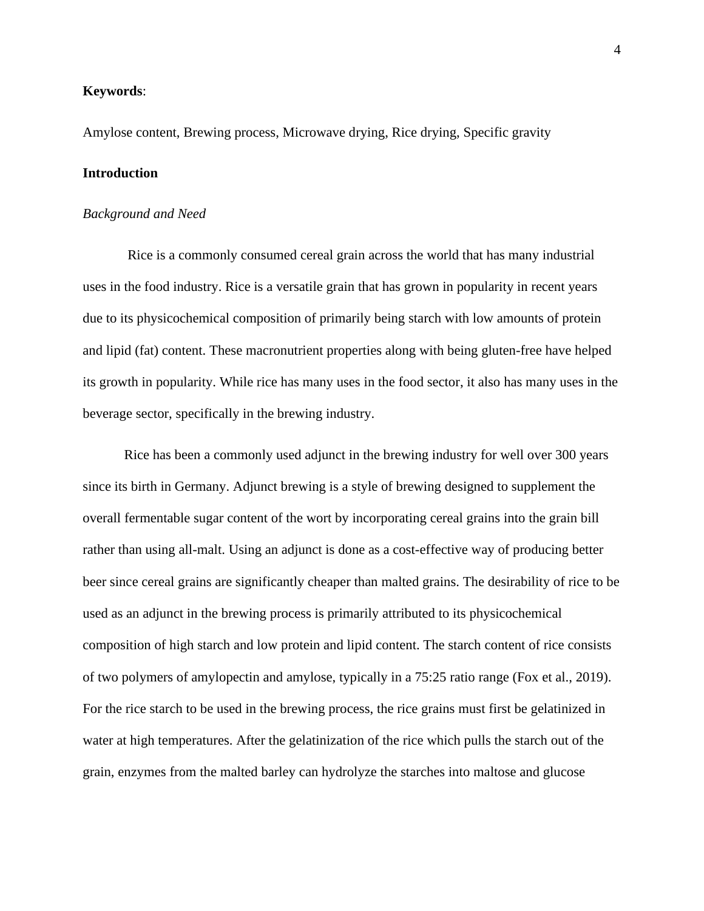**Keywords**:

Amylose content, Brewing process, Microwave drying, Rice drying, Specific gravity

## Introduction

### *Background and Need*

Rice is a commonly consumed cereal grain across the world that has many industrial uses in the food industry. Rice is a versatile grain that has grown in popularity in recent years due to its physicochemical composition of primarily being starch with low amounts of protein and lipid (fat) content. These macronutrient properties along with being gluten-free have helped its growth in popularity. While rice has many uses in the food sector, it also has many uses in the beverage sector, specifically in the brewing industry.

Rice has been a commonly used adjunct in the brewing industry for well over 300 years since its birth in Germany. Adjunct brewing is a style of brewing designed to supplement the overall fermentable sugar content of the wort by incorporating cereal grains into the grain bill rather than using all-malt. Using an adjunct is done as a cost-effective way of producing better beer since cereal grains are significantly cheaper than malted grains. The desirability of rice to be used as an adjunct in the brewing process is primarily attributed to its physicochemical composition of high starch and low protein and lipid content. The starch content of rice consists of two polymers of amylopectin and amylose, typically in a 75:25 ratio range (Fox et al., 2019). For the rice starch to be used in the brewing process, the rice grains must first be gelatinized in water at high temperatures. After the gelatinization of the rice which pulls the starch out of the grain, enzymes from the malted barley can hydrolyze the starches into maltose and glucose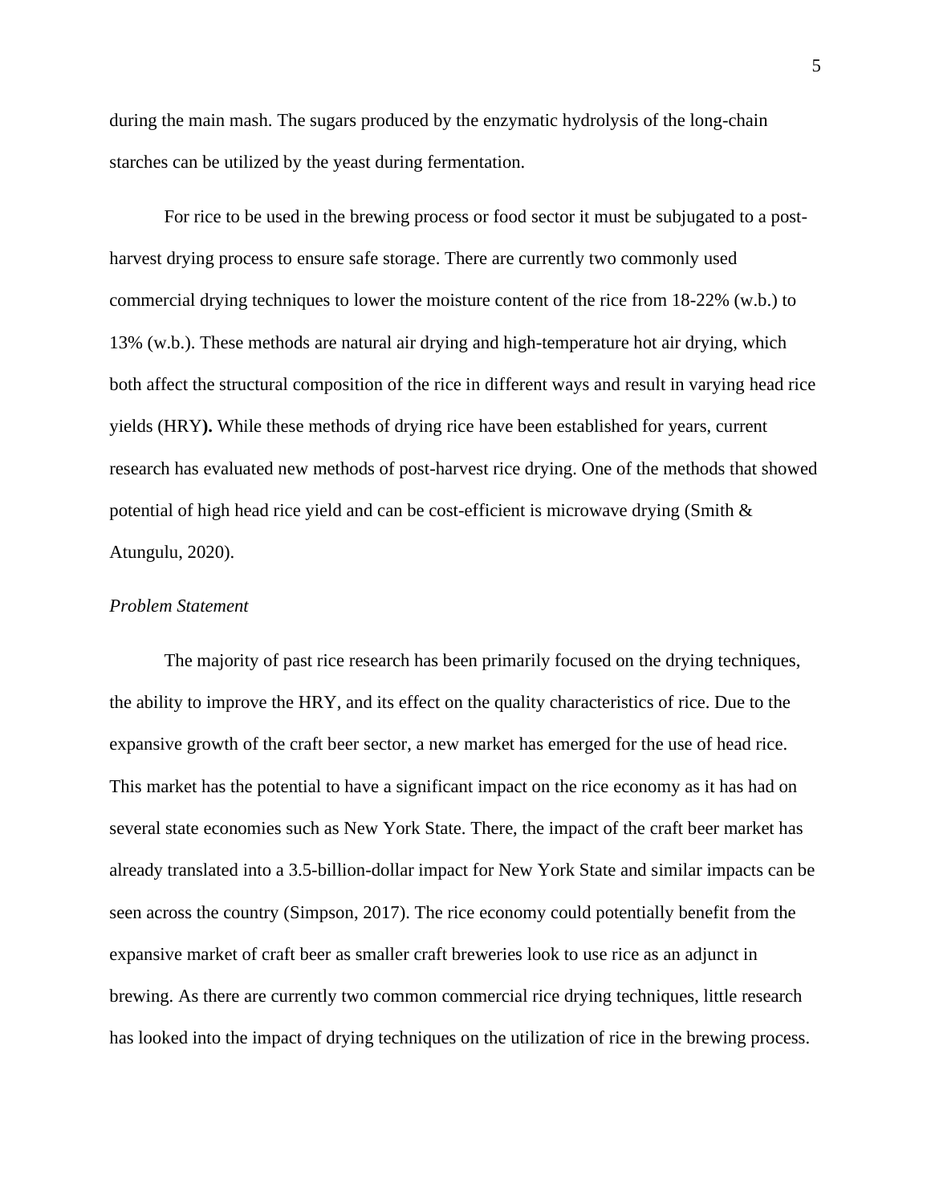during the main mash. The sugars produced by the enzymatic hydrolysis of the long-chain starches can be utilized by the yeast during fermentation.

For rice to be used in the brewing process or food sector it must be subjugated to a post-harvest drying process to ensure safe storage. There are currently two commonly used commercial drying techniques to lower the moisture content of the rice from 18-22% (w.b.) to 13% (w.b.). These methods are natural air drying and high-temperature hot air drying, which both affect the structural composition of the rice in different ways and result in varying head rice yields (HRY**).** While these methods of drying rice have been established for years, current research has evaluated new methods of post-harvest rice drying. One of the methods that showed potential of high head rice yield and can be cost-efficient is microwave drying (Smith & Atungulu, 2020).

*Problem Statement*

The majority of past rice research has been primarily focused on the drying techniques, the ability to improve the HRY, and its effect on the quality characteristics of rice. Due to the expansive growth of the craft beer sector, a new market has emerged for the use of head rice. This market has the potential to have a significant impact on the rice economy as it has had on several state economies such as New York State. There, the impact of the craft beer market has already translated into a 3.5-billion-dollar impact for New York State and similar impacts can be seen across the country (Simpson, 2017). The rice economy could potentially benefit from the expansive market of craft beer as smaller craft breweries look to use rice as an adjunct in brewing. As there are currently two common commercial rice drying techniques, little research has looked into the impact of drying techniques on the utilization of rice in the brewing process.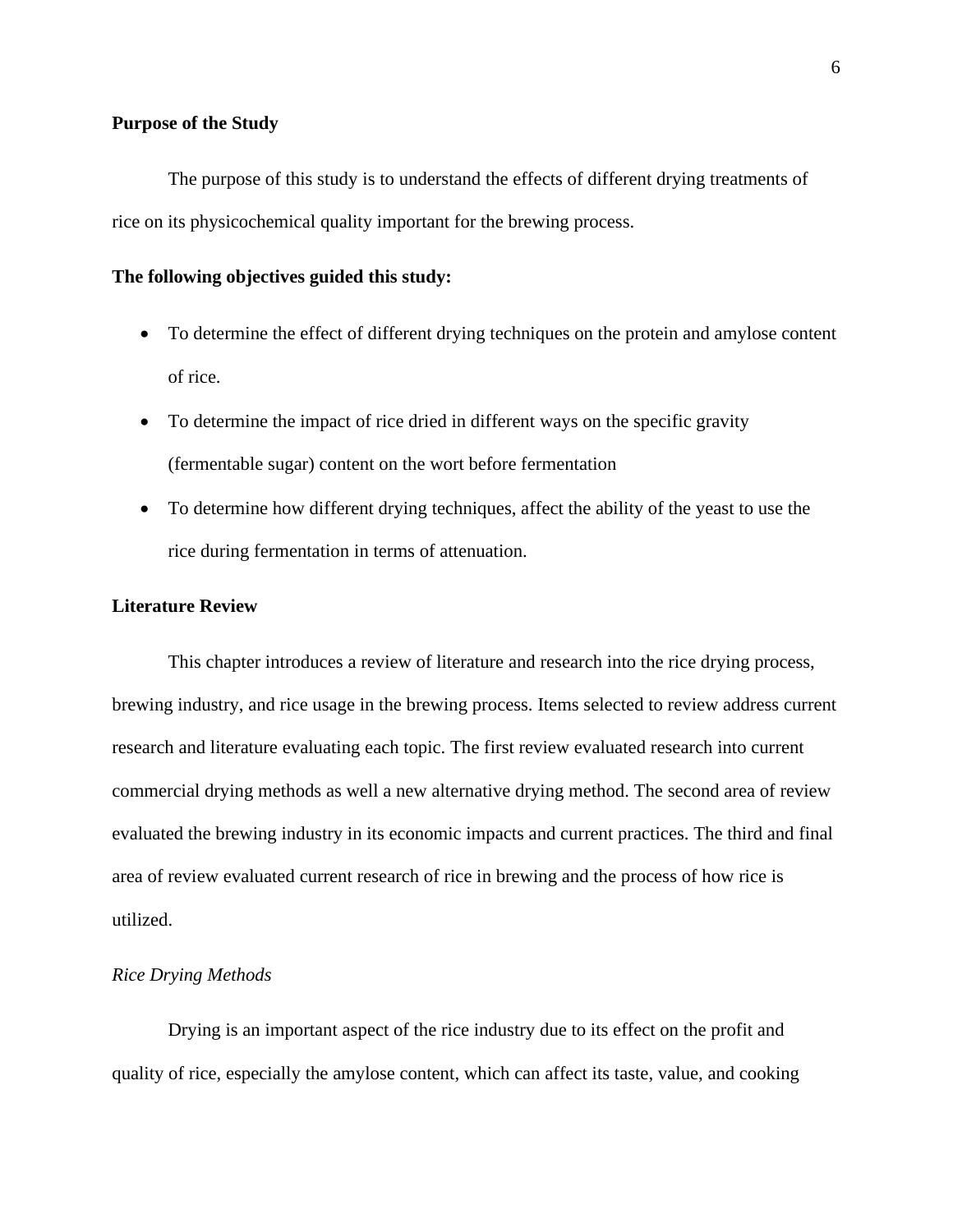**Purpose of the Study**

The purpose of this study is to understand the effects of different drying treatments of rice on its physicochemical quality important for the brewing process.

**The following objectives guided this study:**

- To determine the effect of different drying techniques on the protein and amylose content of rice.
- To determine the impact of rice dried in different ways on the specific gravity (fermentable sugar) content on the wort before fermentation
- To determine how different drying techniques, affect the ability of the yeast to use the rice during fermentation in terms of attenuation.

**Literature Review**

This chapter introduces a review of literature and research into the rice drying process, brewing industry, and rice usage in the brewing process. Items selected to review address current research and literature evaluating each topic. The first review evaluated research into current commercial drying methods as well a new alternative drying method. The second area of review evaluated the brewing industry in its economic impacts and current practices. The third and final area of review evaluated current research of rice in brewing and the process of how rice is utilized.

*Rice Drying Methods*

Drying is an important aspect of the rice industry due to its effect on the profit and quality of rice, especially the amylose content, which can affect its taste, value, and cooking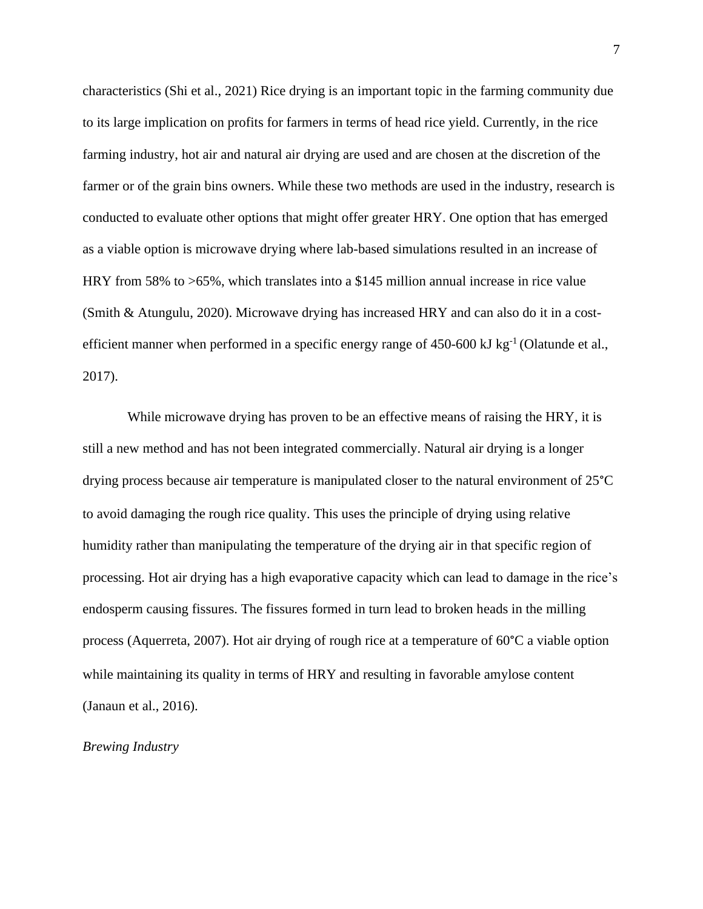characteristics (Shi et al., 2021) Rice drying is an important topic in the farming community due to its large implication on profits for farmers in terms of head rice yield. Currently, in the rice farming industry, hot air and natural air drying are used and are chosen at the discretion of the farmer or of the grain bins owners. While these two methods are used in the industry, research is conducted to evaluate other options that might offer greater HRY. One option that has emerged as a viable option is microwave drying where lab-based simulations resulted in an increase of HRY from 58% to >65%, which translates into a $145 million annual increase in rice value (Smith & Atungulu, 2020). Microwave drying has increased HRY and can also do it in a cost-efficient manner when performed in a specific energy range of 450-600 kJ $kg^{-1}$ (Olatunde et al., 2017).

While microwave drying has proven to be an effective means of raising the HRY, it is still a new method and has not been integrated commercially. Natural air drying is a longer drying process because air temperature is manipulated closer to the natural environment of 25°C to avoid damaging the rough rice quality. This uses the principle of drying using relative humidity rather than manipulating the temperature of the drying air in that specific region of processing. Hot air drying has a high evaporative capacity which can lead to damage in the rice's endosperm causing fissures. The fissures formed in turn lead to broken heads in the milling process (Aquerreta, 2007). Hot air drying of rough rice at a temperature of 60°C a viable option while maintaining its quality in terms of HRY and resulting in favorable amylose content (Janaun et al., 2016).

*Brewing Industry*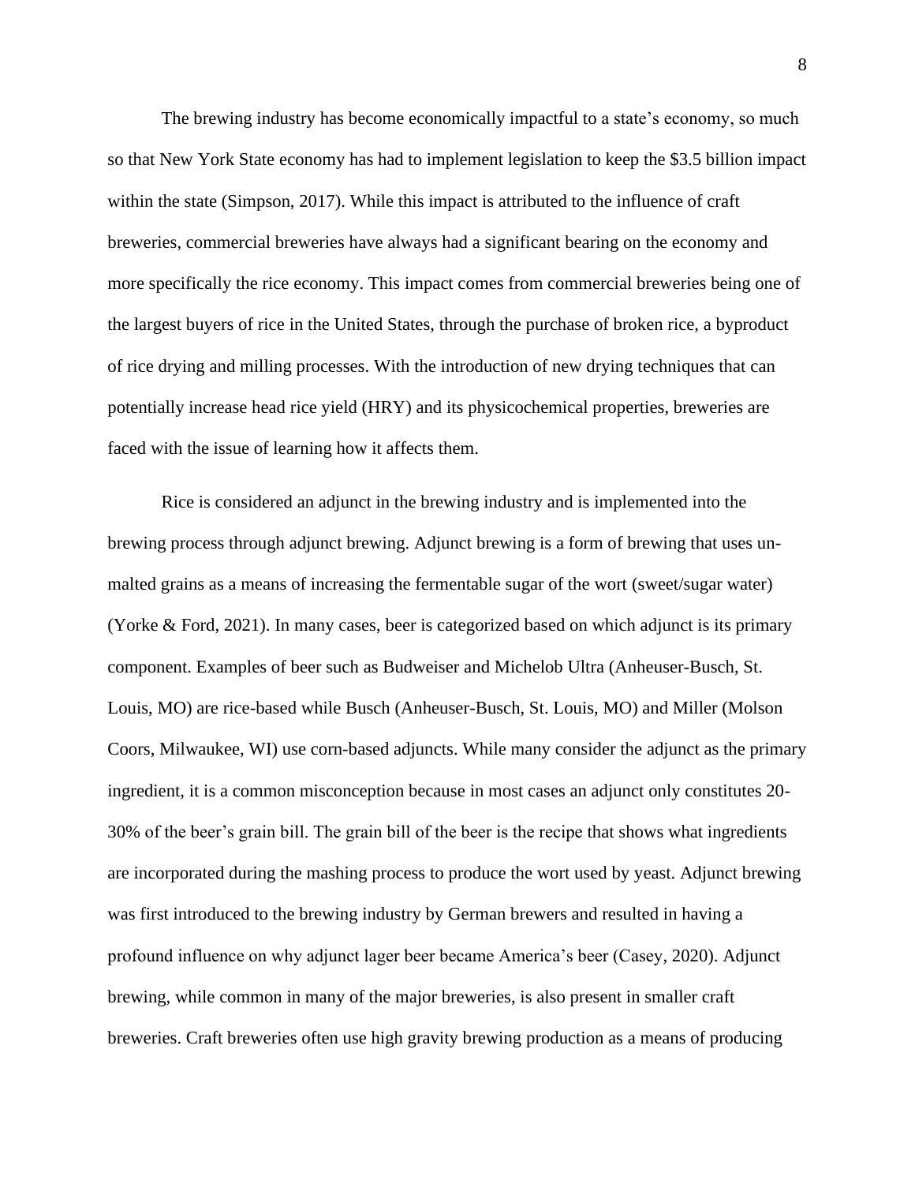The brewing industry has become economically impactful to a state's economy, so much so that New York State economy has had to implement legislation to keep the $3.5 billion impact within the state (Simpson, 2017). While this impact is attributed to the influence of craft breweries, commercial breweries have always had a significant bearing on the economy and more specifically the rice economy. This impact comes from commercial breweries being one of the largest buyers of rice in the United States, through the purchase of broken rice, a byproduct of rice drying and milling processes. With the introduction of new drying techniques that can potentially increase head rice yield (HRY) and its physicochemical properties, breweries are faced with the issue of learning how it affects them.

Rice is considered an adjunct in the brewing industry and is implemented into the brewing process through adjunct brewing. Adjunct brewing is a form of brewing that uses un-malted grains as a means of increasing the fermentable sugar of the wort (sweet/sugar water) (Yorke & Ford, 2021). In many cases, beer is categorized based on which adjunct is its primary component. Examples of beer such as Budweiser and Michelob Ultra (Anheuser-Busch, St. Louis, MO) are rice-based while Busch (Anheuser-Busch, St. Louis, MO) and Miller (Molson Coors, Milwaukee, WI) use corn-based adjuncts. While many consider the adjunct as the primary ingredient, it is a common misconception because in most cases an adjunct only constitutes 20-30% of the beer's grain bill. The grain bill of the beer is the recipe that shows what ingredients are incorporated during the mashing process to produce the wort used by yeast. Adjunct brewing was first introduced to the brewing industry by German brewers and resulted in having a profound influence on why adjunct lager beer became America's beer (Casey, 2020). Adjunct brewing, while common in many of the major breweries, is also present in smaller craft breweries. Craft breweries often use high gravity brewing production as a means of producing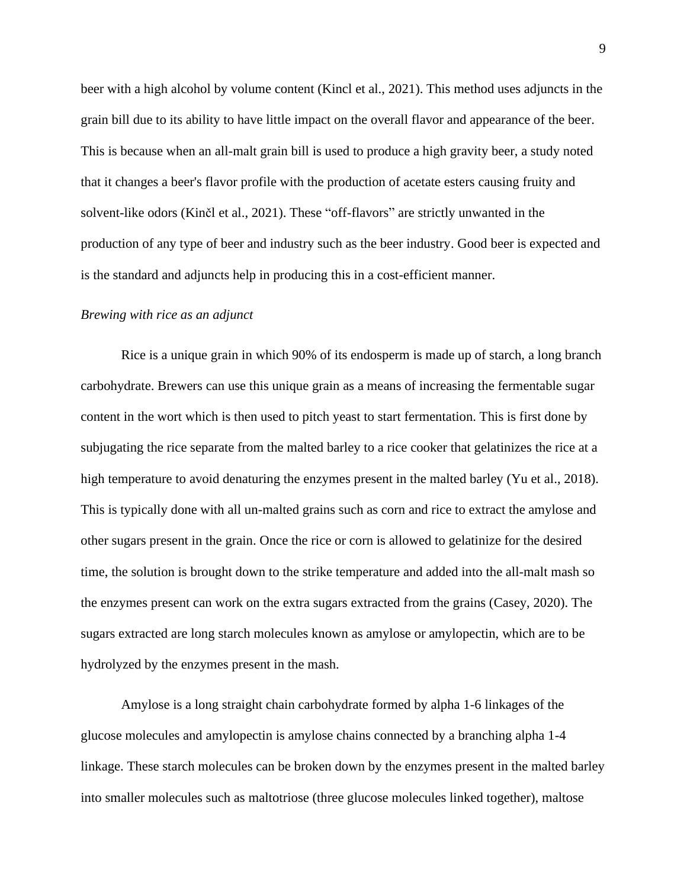beer with a high alcohol by volume content (Kincl et al., 2021). This method uses adjuncts in the grain bill due to its ability to have little impact on the overall flavor and appearance of the beer. This is because when an all-malt grain bill is used to produce a high gravity beer, a study noted that it changes a beer's flavor profile with the production of acetate esters causing fruity and solvent-like odors (Kinčl et al., 2021). These "off-flavors" are strictly unwanted in the production of any type of beer and industry such as the beer industry. Good beer is expected and is the standard and adjuncts help in producing this in a cost-efficient manner.

*Brewing with rice as an adjunct*

Rice is a unique grain in which 90% of its endosperm is made up of starch, a long branch carbohydrate. Brewers can use this unique grain as a means of increasing the fermentable sugar content in the wort which is then used to pitch yeast to start fermentation. This is first done by subjugating the rice separate from the malted barley to a rice cooker that gelatinizes the rice at a high temperature to avoid denaturing the enzymes present in the malted barley (Yu et al., 2018). This is typically done with all un-malted grains such as corn and rice to extract the amylose and other sugars present in the grain. Once the rice or corn is allowed to gelatinize for the desired time, the solution is brought down to the strike temperature and added into the all-malt mash so the enzymes present can work on the extra sugars extracted from the grains (Casey, 2020). The sugars extracted are long starch molecules known as amylose or amylopectin, which are to be hydrolyzed by the enzymes present in the mash.

Amylose is a long straight chain carbohydrate formed by alpha 1-6 linkages of the glucose molecules and amylopectin is amylose chains connected by a branching alpha 1-4 linkage. These starch molecules can be broken down by the enzymes present in the malted barley into smaller molecules such as maltotriose (three glucose molecules linked together), maltose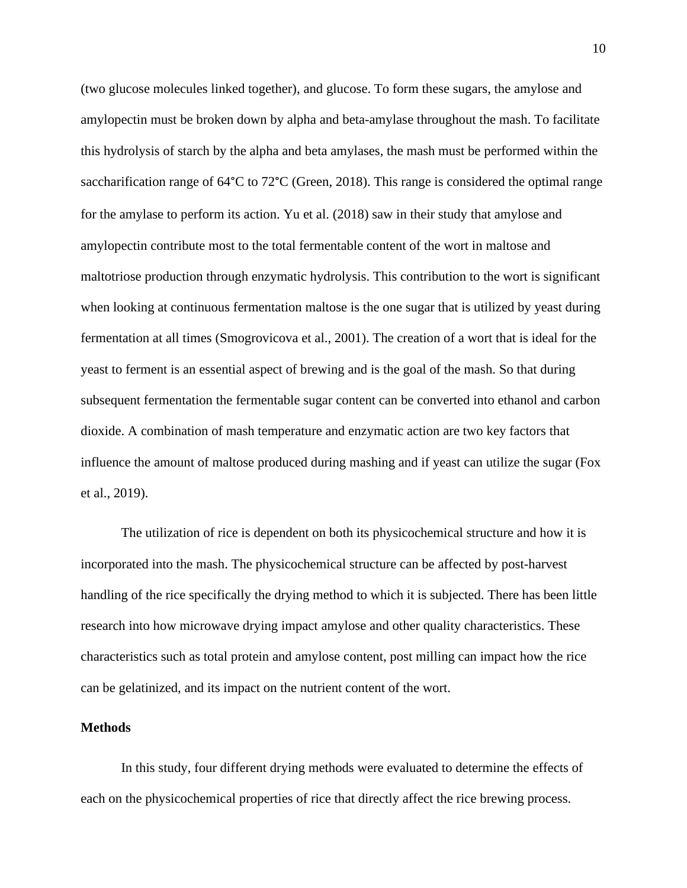(two glucose molecules linked together), and glucose. To form these sugars, the amylose and amylopectin must be broken down by alpha and beta-amylase throughout the mash. To facilitate this hydrolysis of starch by the alpha and beta amylases, the mash must be performed within the saccharification range of 64°C to 72°C (Green, 2018). This range is considered the optimal range for the amylase to perform its action. Yu et al. (2018) saw in their study that amylose and amylopectin contribute most to the total fermentable content of the wort in maltose and maltotriose production through enzymatic hydrolysis. This contribution to the wort is significant when looking at continuous fermentation maltose is the one sugar that is utilized by yeast during fermentation at all times (Smogrovicova et al., 2001). The creation of a wort that is ideal for the yeast to ferment is an essential aspect of brewing and is the goal of the mash. So that during subsequent fermentation the fermentable sugar content can be converted into ethanol and carbon dioxide. A combination of mash temperature and enzymatic action are two key factors that influence the amount of maltose produced during mashing and if yeast can utilize the sugar (Fox et al., 2019).

The utilization of rice is dependent on both its physicochemical structure and how it is incorporated into the mash. The physicochemical structure can be affected by post-harvest handling of the rice specifically the drying method to which it is subjected. There has been little research into how microwave drying impact amylose and other quality characteristics. These characteristics such as total protein and amylose content, post milling can impact how the rice can be gelatinized, and its impact on the nutrient content of the wort.

**Methods**

In this study, four different drying methods were evaluated to determine the effects of each on the physicochemical properties of rice that directly affect the rice brewing process.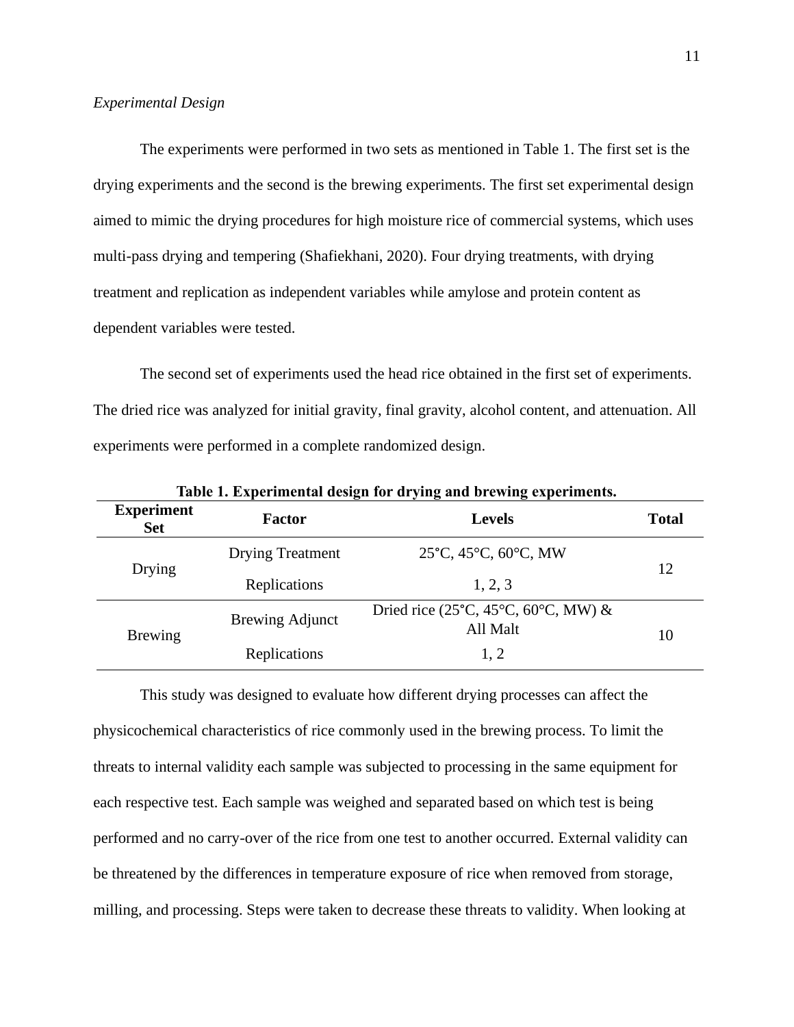*Experimental Design*

The experiments were performed in two sets as mentioned in Table 1. The first set is the drying experiments and the second is the brewing experiments. The first set experimental design aimed to mimic the drying procedures for high moisture rice of commercial systems, which uses multi-pass drying and tempering (Shafiekhani, 2020). Four drying treatments, with drying treatment and replication as independent variables while amylose and protein content as dependent variables were tested.

The second set of experiments used the head rice obtained in the first set of experiments. The dried rice was analyzed for initial gravity, final gravity, alcohol content, and attenuation. All experiments were performed in a complete randomized design.

**Table 1. Experimental design for drying and brewing experiments.**

| Experiment Set | Factor | Levels | Total |
|---|---|---|---|
| Drying | Drying Treatment | 25°C, 45°C, 60°C, MW | 12 |
| | Replications | 1, 2, 3 | |
| Brewing | Brewing Adjunct | Dried rice (25°C, 45°C, 60°C, MW) & All Malt | 10 |
| | Replications | 1, 2 | |

This study was designed to evaluate how different drying processes can affect the physicochemical characteristics of rice commonly used in the brewing process. To limit the threats to internal validity each sample was subjected to processing in the same equipment for each respective test. Each sample was weighed and separated based on which test is being performed and no carry-over of the rice from one test to another occurred. External validity can be threatened by the differences in temperature exposure of rice when removed from storage, milling, and processing. Steps were taken to decrease these threats to validity. When looking at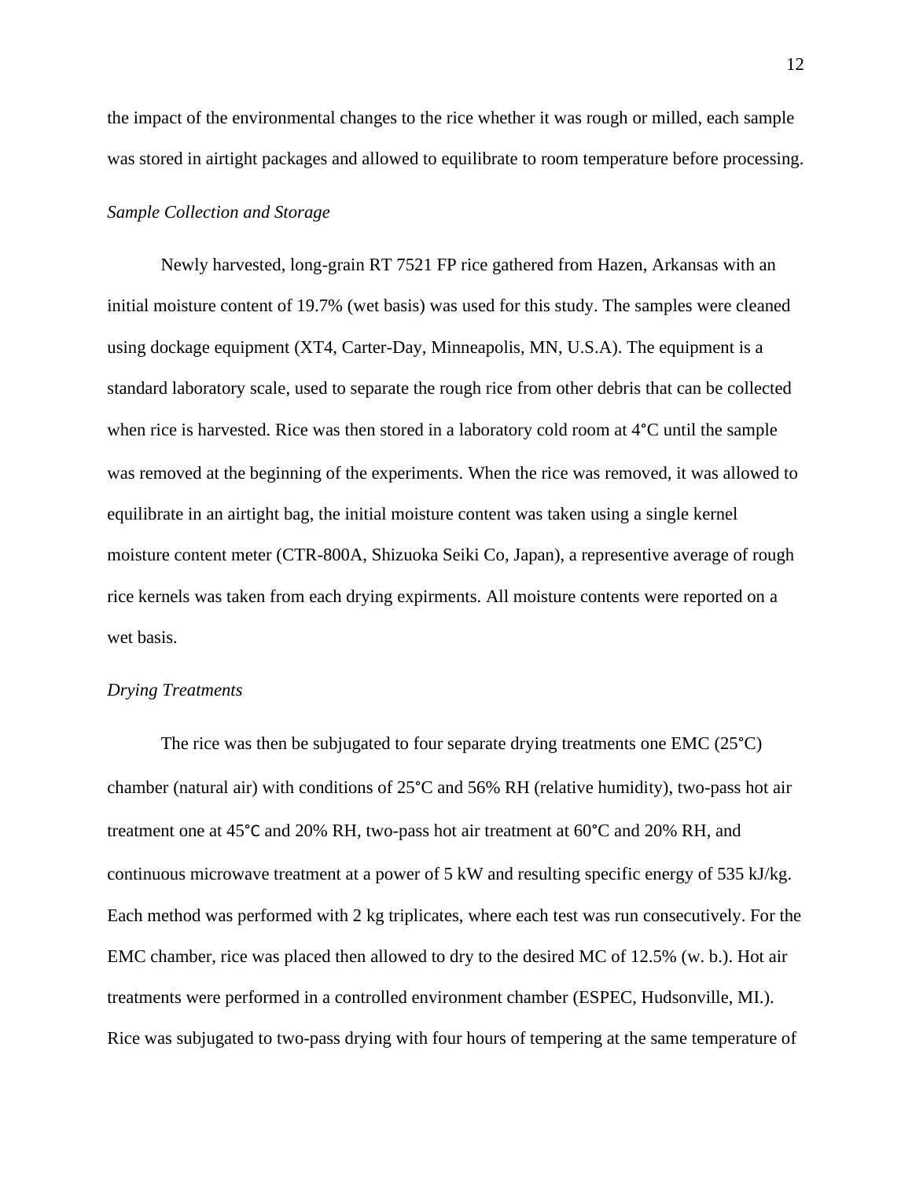the impact of the environmental changes to the rice whether it was rough or milled, each sample was stored in airtight packages and allowed to equilibrate to room temperature before processing.

*Sample Collection and Storage*

Newly harvested, long-grain RT 7521 FP rice gathered from Hazen, Arkansas with an initial moisture content of 19.7% (wet basis) was used for this study. The samples were cleaned using dockage equipment (XT4, Carter-Day, Minneapolis, MN, U.S.A). The equipment is a standard laboratory scale, used to separate the rough rice from other debris that can be collected when rice is harvested. Rice was then stored in a laboratory cold room at 4°C until the sample was removed at the beginning of the experiments. When the rice was removed, it was allowed to equilibrate in an airtight bag, the initial moisture content was taken using a single kernel moisture content meter (CTR-800A, Shizuoka Seiki Co, Japan), a representive average of rough rice kernels was taken from each drying expirments. All moisture contents were reported on a wet basis.

*Drying Treatments*

The rice was then be subjugated to four separate drying treatments one EMC (25°C) chamber (natural air) with conditions of 25°C and 56% RH (relative humidity), two-pass hot air treatment one at 45°C and 20% RH, two-pass hot air treatment at 60°C and 20% RH, and continuous microwave treatment at a power of 5 kW and resulting specific energy of 535 kJ/kg. Each method was performed with 2 kg triplicates, where each test was run consecutively. For the EMC chamber, rice was placed then allowed to dry to the desired MC of 12.5% (w. b.). Hot air treatments were performed in a controlled environment chamber (ESPEC, Hudsonville, MI.). Rice was subjugated to two-pass drying with four hours of tempering at the same temperature of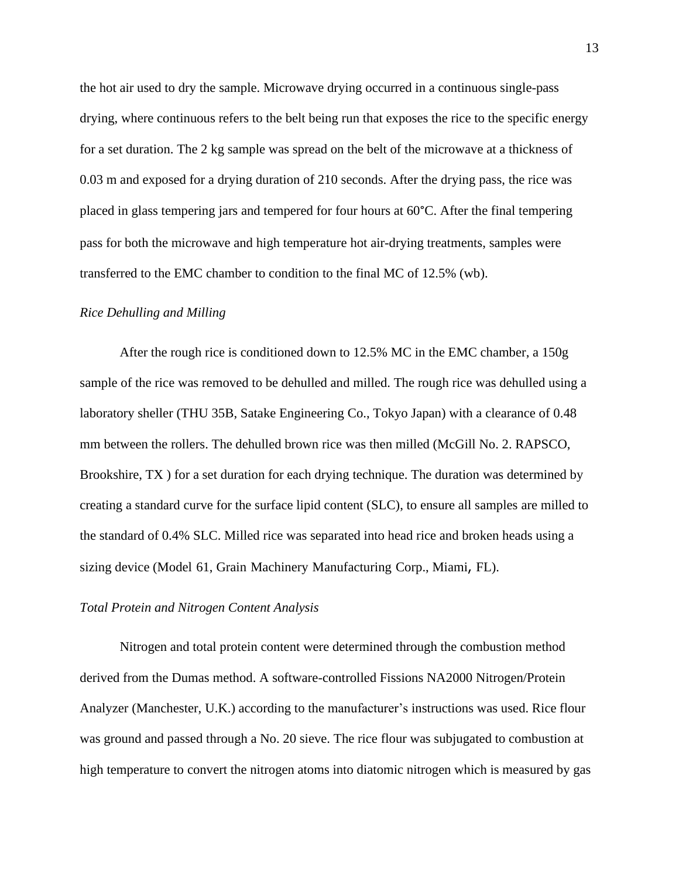the hot air used to dry the sample. Microwave drying occurred in a continuous single-pass drying, where continuous refers to the belt being run that exposes the rice to the specific energy for a set duration. The 2 kg sample was spread on the belt of the microwave at a thickness of 0.03 m and exposed for a drying duration of 210 seconds. After the drying pass, the rice was placed in glass tempering jars and tempered for four hours at 60°C. After the final tempering pass for both the microwave and high temperature hot air-drying treatments, samples were transferred to the EMC chamber to condition to the final MC of 12.5% (wb).

*Rice Dehulling and Milling*

After the rough rice is conditioned down to 12.5% MC in the EMC chamber, a 150g sample of the rice was removed to be dehulled and milled. The rough rice was dehulled using a laboratory sheller (THU 35B, Satake Engineering Co., Tokyo Japan) with a clearance of 0.48 mm between the rollers. The dehulled brown rice was then milled (McGill No. 2. RAPSCO, Brookshire, TX ) for a set duration for each drying technique. The duration was determined by creating a standard curve for the surface lipid content (SLC), to ensure all samples are milled to the standard of 0.4% SLC. Milled rice was separated into head rice and broken heads using a sizing device (Model 61, Grain Machinery Manufacturing Corp., Miami, FL).

*Total Protein and Nitrogen Content Analysis*

Nitrogen and total protein content were determined through the combustion method derived from the Dumas method. A software-controlled Fissions NA2000 Nitrogen/Protein Analyzer (Manchester, U.K.) according to the manufacturer's instructions was used. Rice flour was ground and passed through a No. 20 sieve. The rice flour was subjugated to combustion at high temperature to convert the nitrogen atoms into diatomic nitrogen which is measured by gas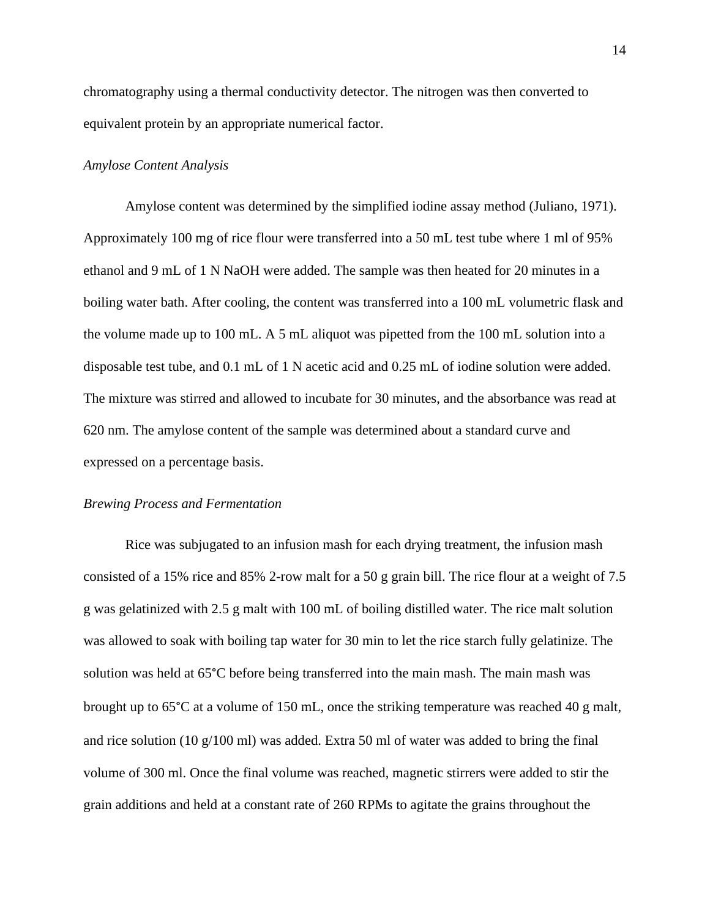chromatography using a thermal conductivity detector. The nitrogen was then converted to equivalent protein by an appropriate numerical factor.

*Amylose Content Analysis*

Amylose content was determined by the simplified iodine assay method (Juliano, 1971). Approximately 100 mg of rice flour were transferred into a 50 mL test tube where 1 ml of 95% ethanol and 9 mL of 1 N NaOH were added. The sample was then heated for 20 minutes in a boiling water bath. After cooling, the content was transferred into a 100 mL volumetric flask and the volume made up to 100 mL. A 5 mL aliquot was pipetted from the 100 mL solution into a disposable test tube, and 0.1 mL of 1 N acetic acid and 0.25 mL of iodine solution were added. The mixture was stirred and allowed to incubate for 30 minutes, and the absorbance was read at 620 nm. The amylose content of the sample was determined about a standard curve and expressed on a percentage basis.

*Brewing Process and Fermentation*

Rice was subjugated to an infusion mash for each drying treatment, the infusion mash consisted of a 15% rice and 85% 2-row malt for a 50 g grain bill. The rice flour at a weight of 7.5 g was gelatinized with 2.5 g malt with 100 mL of boiling distilled water. The rice malt solution was allowed to soak with boiling tap water for 30 min to let the rice starch fully gelatinize. The solution was held at 65°C before being transferred into the main mash. The main mash was brought up to 65°C at a volume of 150 mL, once the striking temperature was reached 40 g malt, and rice solution (10 g/100 ml) was added. Extra 50 ml of water was added to bring the final volume of 300 ml. Once the final volume was reached, magnetic stirrers were added to stir the grain additions and held at a constant rate of 260 RPMs to agitate the grains throughout the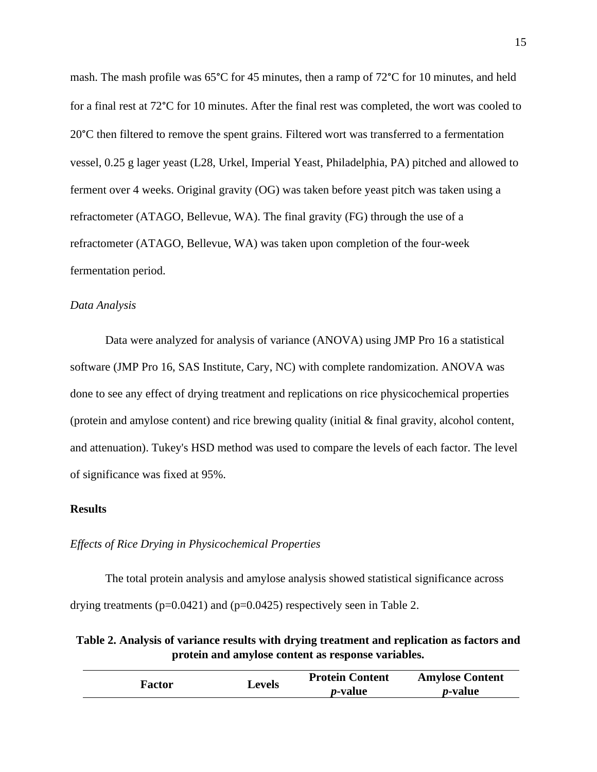mash. The mash profile was 65°C for 45 minutes, then a ramp of 72°C for 10 minutes, and held for a final rest at 72°C for 10 minutes. After the final rest was completed, the wort was cooled to 20°C then filtered to remove the spent grains. Filtered wort was transferred to a fermentation vessel, 0.25 g lager yeast (L28, Urkel, Imperial Yeast, Philadelphia, PA) pitched and allowed to ferment over 4 weeks. Original gravity (OG) was taken before yeast pitch was taken using a refractometer (ATAGO, Bellevue, WA). The final gravity (FG) through the use of a refractometer (ATAGO, Bellevue, WA) was taken upon completion of the four-week fermentation period.

*Data Analysis*

Data were analyzed for analysis of variance (ANOVA) using JMP Pro 16 a statistical software (JMP Pro 16, SAS Institute, Cary, NC) with complete randomization. ANOVA was done to see any effect of drying treatment and replications on rice physicochemical properties (protein and amylose content) and rice brewing quality (initial & final gravity, alcohol content, and attenuation). Tukey's HSD method was used to compare the levels of each factor. The level of significance was fixed at 95%.

## Results

*Effects of Rice Drying in Physicochemical Properties*

The total protein analysis and amylose analysis showed statistical significance across drying treatments ($p=0.0421$) and ($p=0.0425$) respectively seen in Table 2.

**Table 2. Analysis of variance results with drying treatment and replication as factors and protein and amylose content as response variables.**

| Factor | Levels | Protein Content *p*-value | Amylose Content *p*-value |
|---|---|---|---|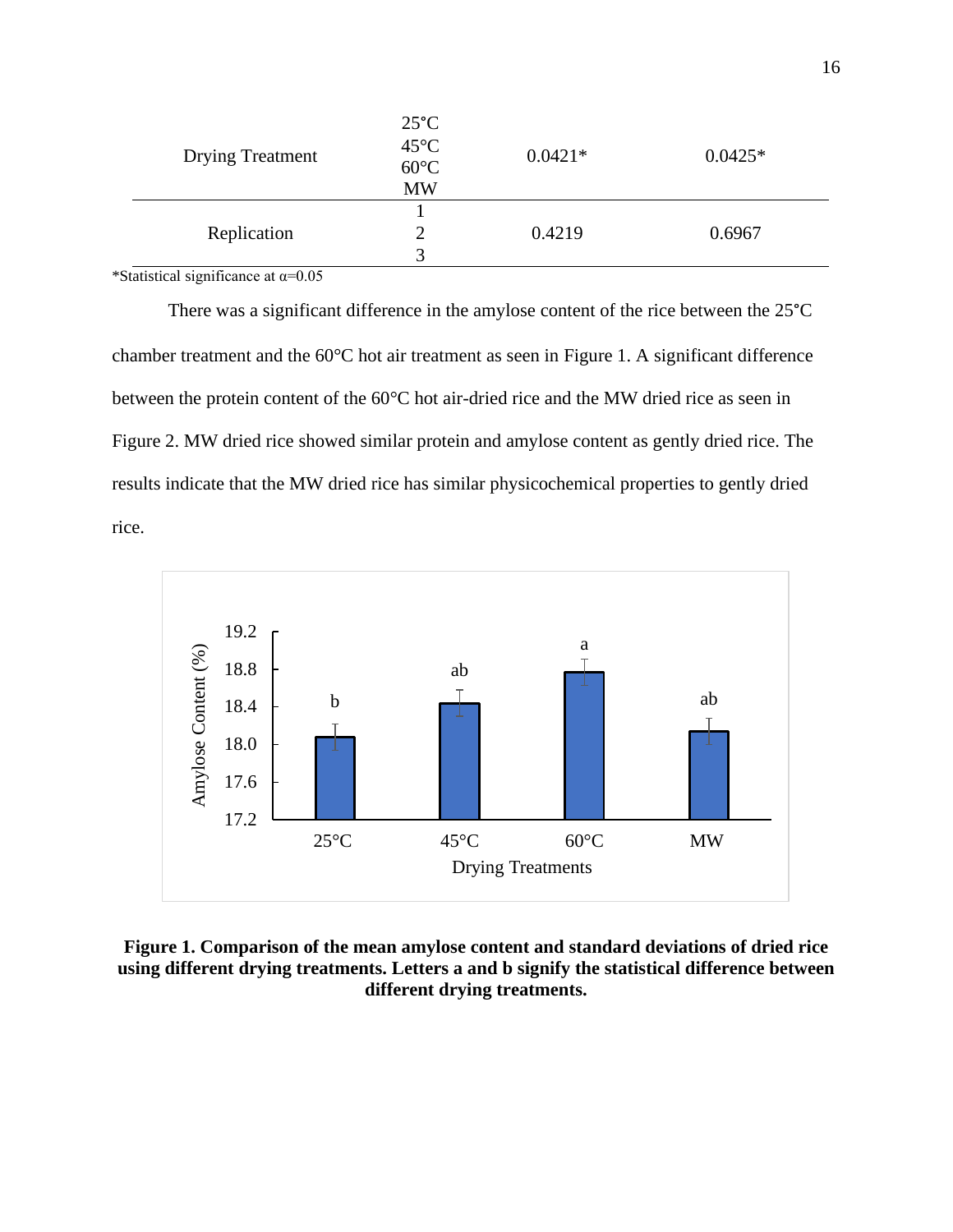| | | | |
|---|---|---|---|
| Drying Treatment | 25°C<br>45°C<br>60°C<br>MW | 0.0421* | 0.0425* |
| Replication | 1<br>2<br>3 | 0.4219 | 0.6967 |

*Statistical significance at α=0.05

There was a significant difference in the amylose content of the rice between the 25°C chamber treatment and the 60°C hot air treatment as seen in Figure 1. A significant difference between the protein content of the 60°C hot air-dried rice and the MW dried rice as seen in Figure 2. MW dried rice showed similar protein and amylose content as gently dried rice. The results indicate that the MW dried rice has similar physicochemical properties to gently dried rice.

**Figure 1. Comparison of the mean amylose content and standard deviations of dried rice using different drying treatments. Letters a and b signify the statistical difference between different drying treatments.**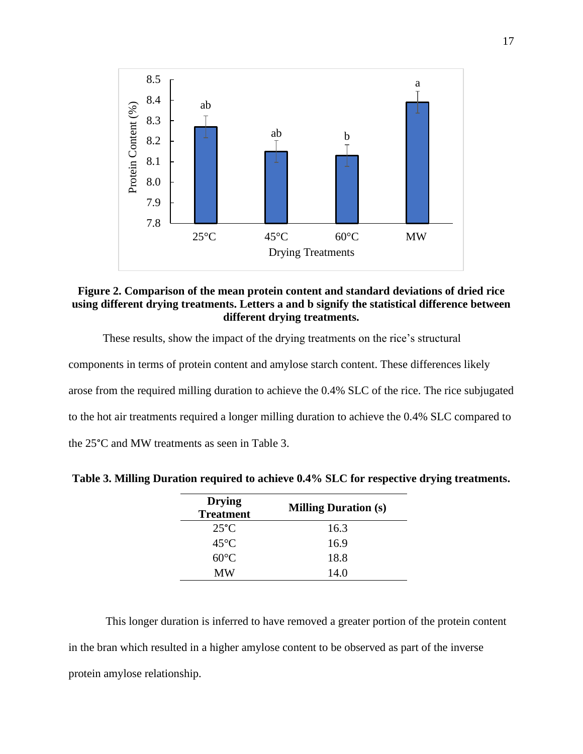**Figure 2. Comparison of the mean protein content and standard deviations of dried rice using different drying treatments. Letters a and b signify the statistical difference between different drying treatments.**

These results, show the impact of the drying treatments on the rice's structural components in terms of protein content and amylose starch content. These differences likely arose from the required milling duration to achieve the 0.4% SLC of the rice. The rice subjugated to the hot air treatments required a longer milling duration to achieve the 0.4% SLC compared to the 25°C and MW treatments as seen in Table 3.

**Table 3. Milling Duration required to achieve 0.4% SLC for respective drying treatments.**

| Drying Treatment | Milling Duration (s) |
|---|---|
| 25°C | 16.3 |
| 45°C | 16.9 |
| 60°C | 18.8 |
| MW | 14.0 |

This longer duration is inferred to have removed a greater portion of the protein content in the bran which resulted in a higher amylose content to be observed as part of the inverse protein amylose relationship.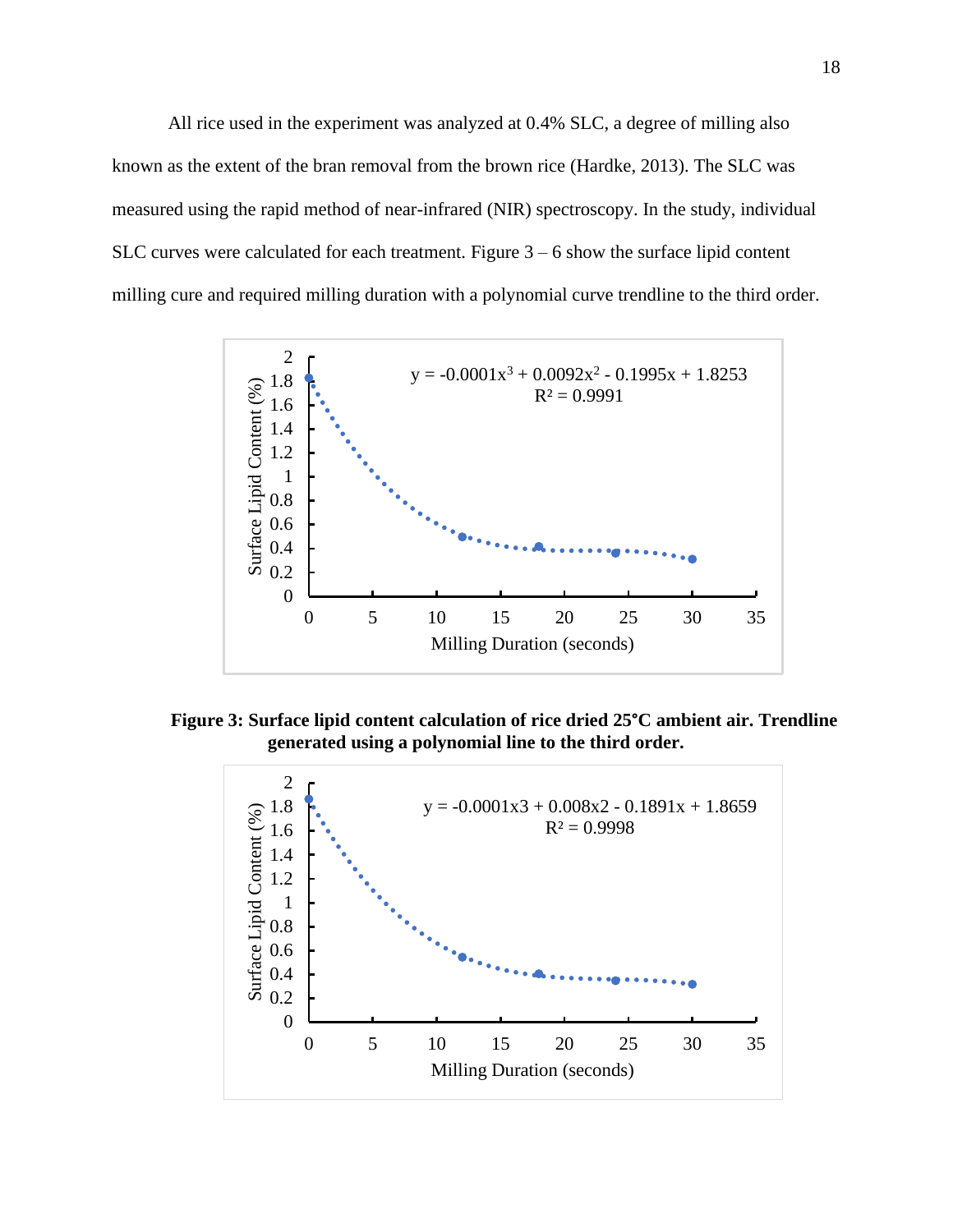All rice used in the experiment was analyzed at 0.4% SLC, a degree of milling also known as the extent of the bran removal from the brown rice (Hardke, 2013). The SLC was measured using the rapid method of near-infrared (NIR) spectroscopy. In the study, individual SLC curves were calculated for each treatment. Figure 3 – 6 show the surface lipid content milling cure and required milling duration with a polynomial curve trendline to the third order.

**Figure 3: Surface lipid content calculation of rice dried 25°C ambient air. Trendline generated using a polynomial line to the third order.**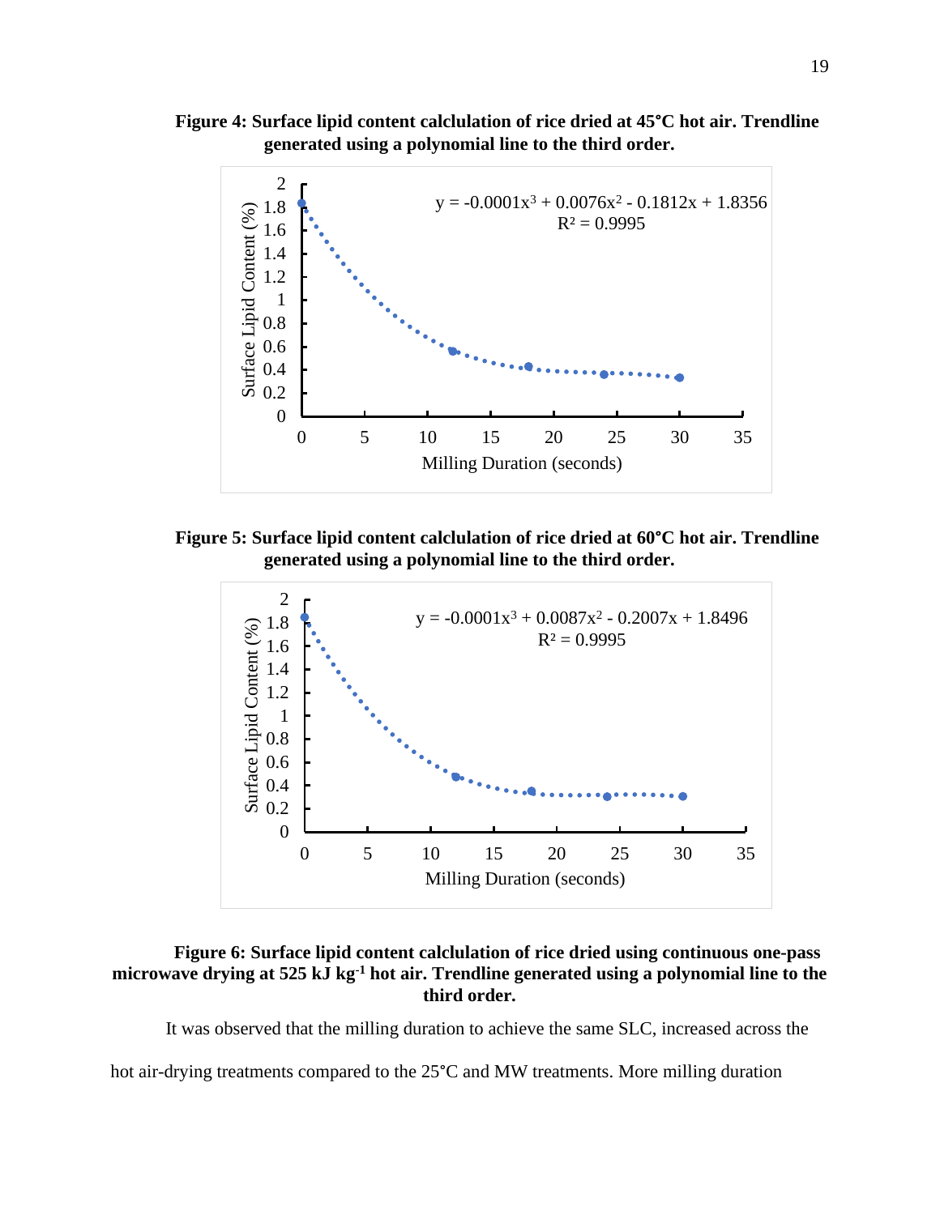**Figure 4: Surface lipid content calclulation of rice dried at 45°C hot air. Trendline generated using a polynomial line to the third order.**

**Figure 5: Surface lipid content calclulation of rice dried at 60°C hot air. Trendline generated using a polynomial line to the third order.**

**Figure 6: Surface lipid content calclulation of rice dried using continuous one-pass microwave drying at 525 kJ kg$^{-1}$ hot air. Trendline generated using a polynomial line to the third order.**

It was observed that the milling duration to achieve the same SLC, increased across the hot air-drying treatments compared to the 25°C and MW treatments. More milling duration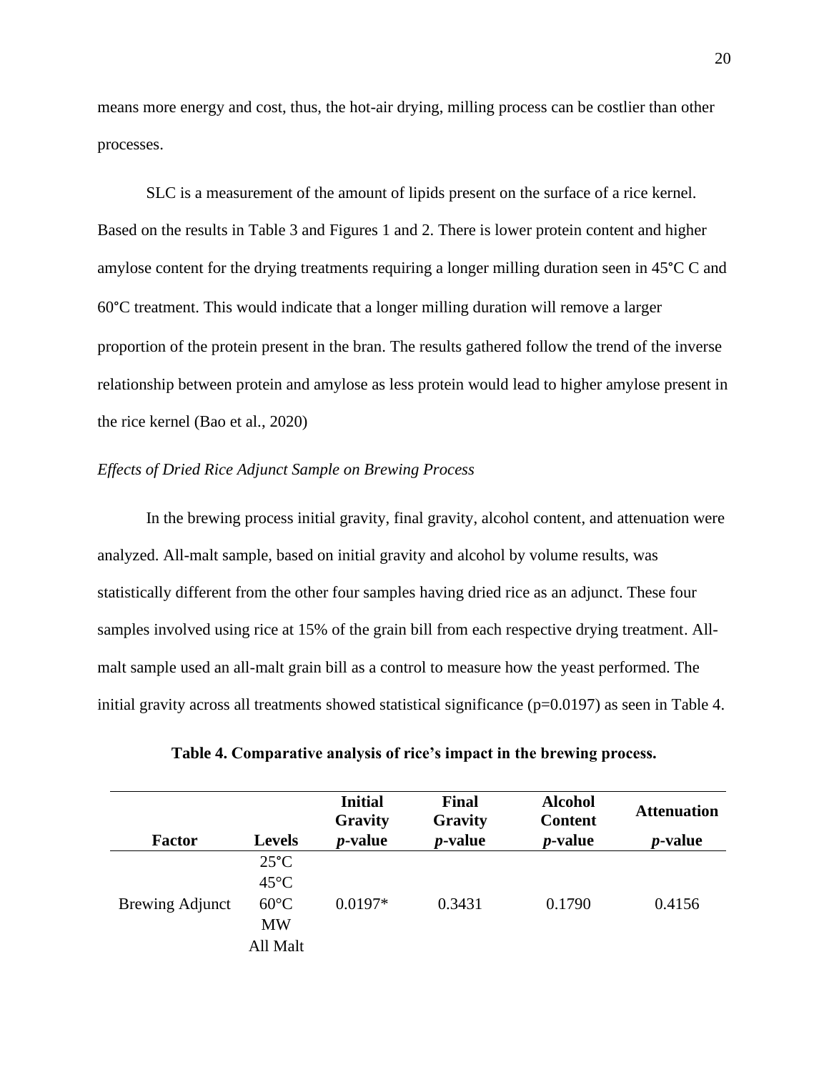means more energy and cost, thus, the hot-air drying, milling process can be costlier than other processes.

SLC is a measurement of the amount of lipids present on the surface of a rice kernel. Based on the results in Table 3 and Figures 1 and 2. There is lower protein content and higher amylose content for the drying treatments requiring a longer milling duration seen in 45°C C and 60°C treatment. This would indicate that a longer milling duration will remove a larger proportion of the protein present in the bran. The results gathered follow the trend of the inverse relationship between protein and amylose as less protein would lead to higher amylose present in the rice kernel (Bao et al., 2020)

*Effects of Dried Rice Adjunct Sample on Brewing Process*

In the brewing process initial gravity, final gravity, alcohol content, and attenuation were analyzed. All-malt sample, based on initial gravity and alcohol by volume results, was statistically different from the other four samples having dried rice as an adjunct. These four samples involved using rice at 15% of the grain bill from each respective drying treatment. All-malt sample used an all-malt grain bill as a control to measure how the yeast performed. The initial gravity across all treatments showed statistical significance (p=0.0197) as seen in Table 4.

**Table 4. Comparative analysis of rice's impact in the brewing process.**

| Factor | Levels | Initial Gravity *p*-value | Final Gravity *p*-value | Alcohol Content *p*-value | Attenuation *p*-value |
|---|---|---|---|---|---|
| Brewing Adjunct | 25°C<br>45°C<br>60°C<br>MW<br>All Malt | 0.0197* | 0.3431 | 0.1790 | 0.4156 |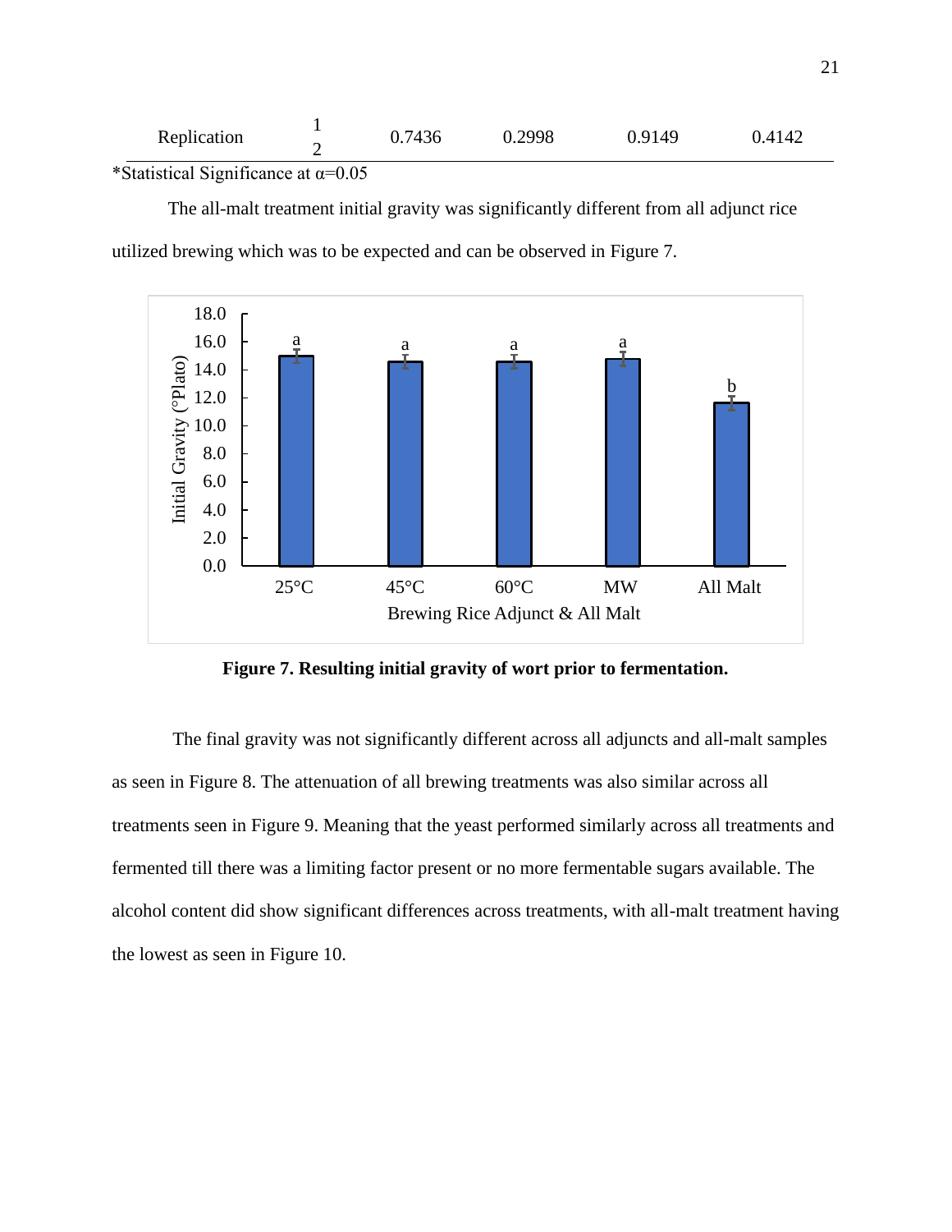| Replication | 1<br>2 | 0.7436 | 0.2998 | 0.9149 | 0.4142 |
|---|---|---|---|---|---|

*Statistical Significance at α=0.05

The all-malt treatment initial gravity was significantly different from all adjunct rice utilized brewing which was to be expected and can be observed in Figure 7.

**Figure 7. Resulting initial gravity of wort prior to fermentation.**

The final gravity was not significantly different across all adjuncts and all-malt samples as seen in Figure 8. The attenuation of all brewing treatments was also similar across all treatments seen in Figure 9. Meaning that the yeast performed similarly across all treatments and fermented till there was a limiting factor present or no more fermentable sugars available. The alcohol content did show significant differences across treatments, with all-malt treatment having the lowest as seen in Figure 10.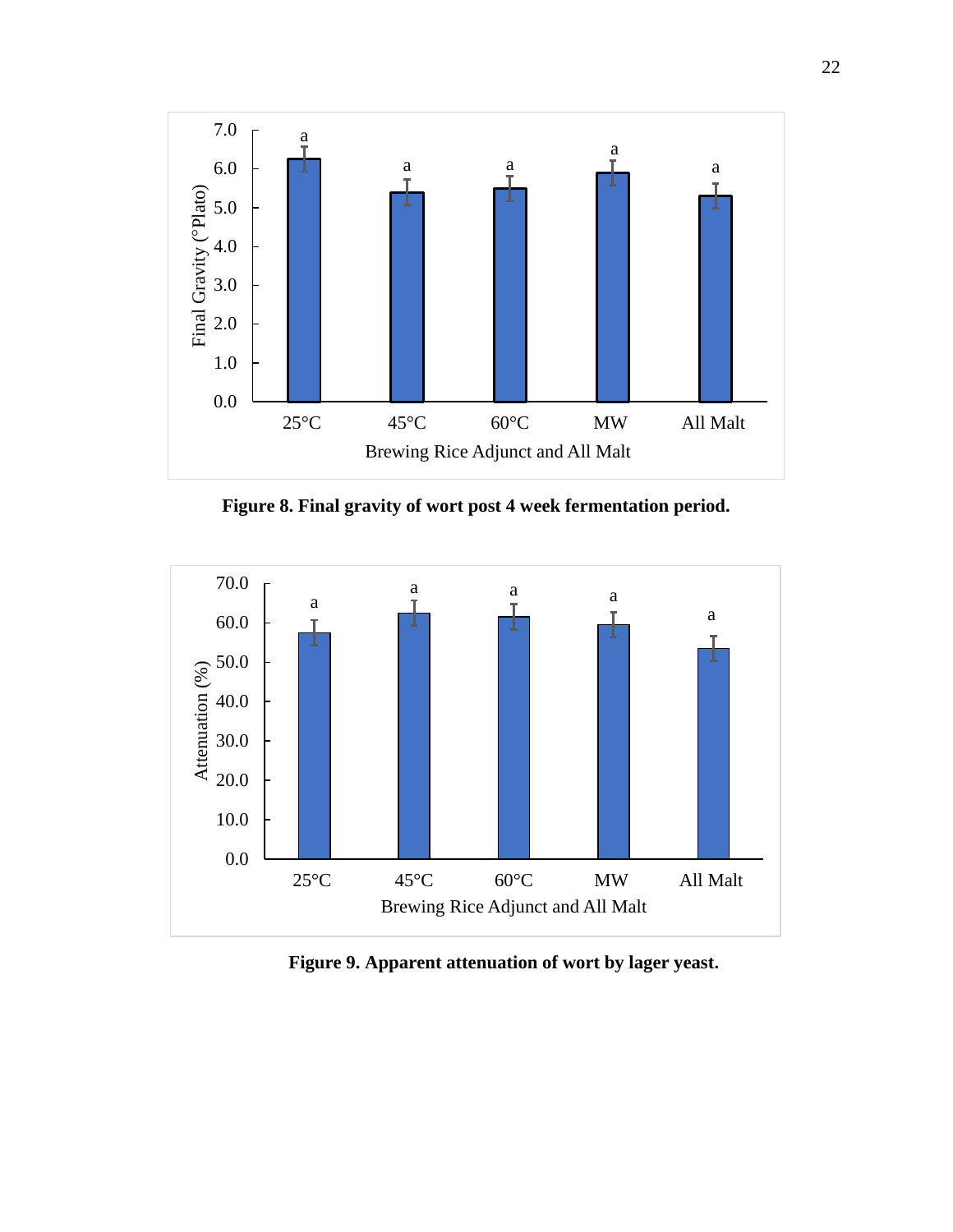**Figure 8. Final gravity of wort post 4 week fermentation period.**

**Figure 9. Apparent attenuation of wort by lager yeast.**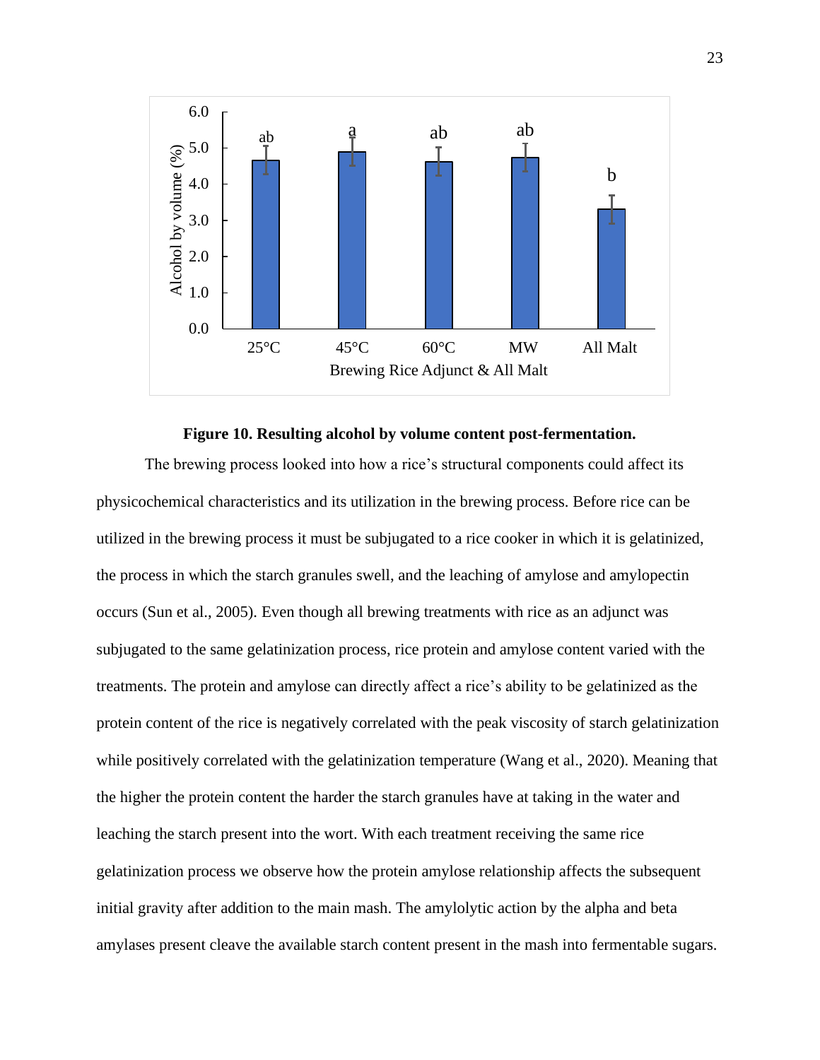**Figure 10. Resulting alcohol by volume content post-fermentation.**

The brewing process looked into how a rice's structural components could affect its physicochemical characteristics and its utilization in the brewing process. Before rice can be utilized in the brewing process it must be subjugated to a rice cooker in which it is gelatinized, the process in which the starch granules swell, and the leaching of amylose and amylopectin occurs (Sun et al., 2005). Even though all brewing treatments with rice as an adjunct was subjugated to the same gelatinization process, rice protein and amylose content varied with the treatments. The protein and amylose can directly affect a rice's ability to be gelatinized as the protein content of the rice is negatively correlated with the peak viscosity of starch gelatinization while positively correlated with the gelatinization temperature (Wang et al., 2020). Meaning that the higher the protein content the harder the starch granules have at taking in the water and leaching the starch present into the wort. With each treatment receiving the same rice gelatinization process we observe how the protein amylose relationship affects the subsequent initial gravity after addition to the main mash. The amylolytic action by the alpha and beta amylases present cleave the available starch content present in the mash into fermentable sugars.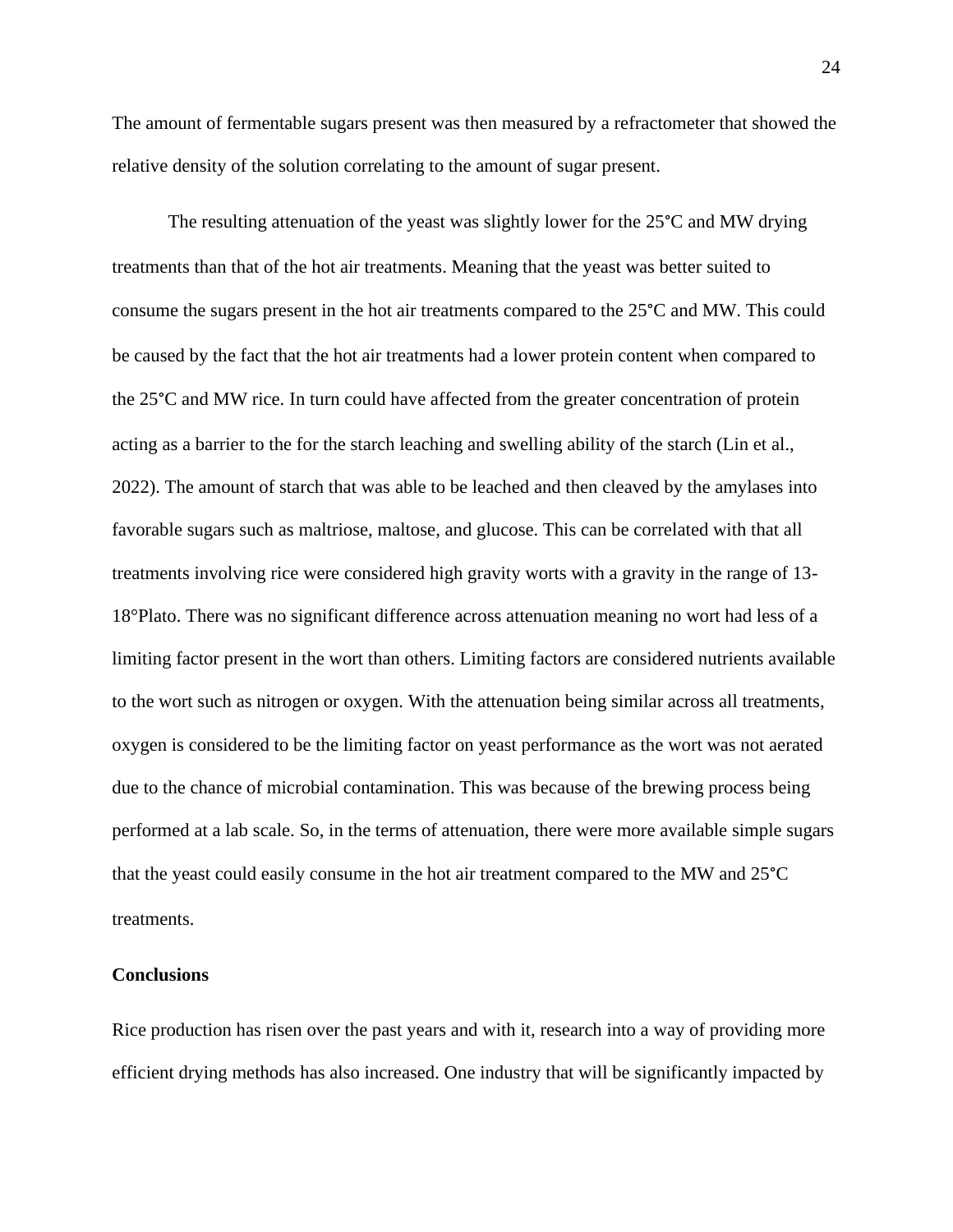The amount of fermentable sugars present was then measured by a refractometer that showed the relative density of the solution correlating to the amount of sugar present.

The resulting attenuation of the yeast was slightly lower for the 25°C and MW drying treatments than that of the hot air treatments. Meaning that the yeast was better suited to consume the sugars present in the hot air treatments compared to the 25°C and MW. This could be caused by the fact that the hot air treatments had a lower protein content when compared to the 25°C and MW rice. In turn could have affected from the greater concentration of protein acting as a barrier to the for the starch leaching and swelling ability of the starch (Lin et al., 2022). The amount of starch that was able to be leached and then cleaved by the amylases into favorable sugars such as maltriose, maltose, and glucose. This can be correlated with that all treatments involving rice were considered high gravity worts with a gravity in the range of 13-18°Plato. There was no significant difference across attenuation meaning no wort had less of a limiting factor present in the wort than others. Limiting factors are considered nutrients available to the wort such as nitrogen or oxygen. With the attenuation being similar across all treatments, oxygen is considered to be the limiting factor on yeast performance as the wort was not aerated due to the chance of microbial contamination. This was because of the brewing process being performed at a lab scale. So, in the terms of attenuation, there were more available simple sugars that the yeast could easily consume in the hot air treatment compared to the MW and 25°C treatments.

**Conclusions**

Rice production has risen over the past years and with it, research into a way of providing more efficient drying methods has also increased. One industry that will be significantly impacted by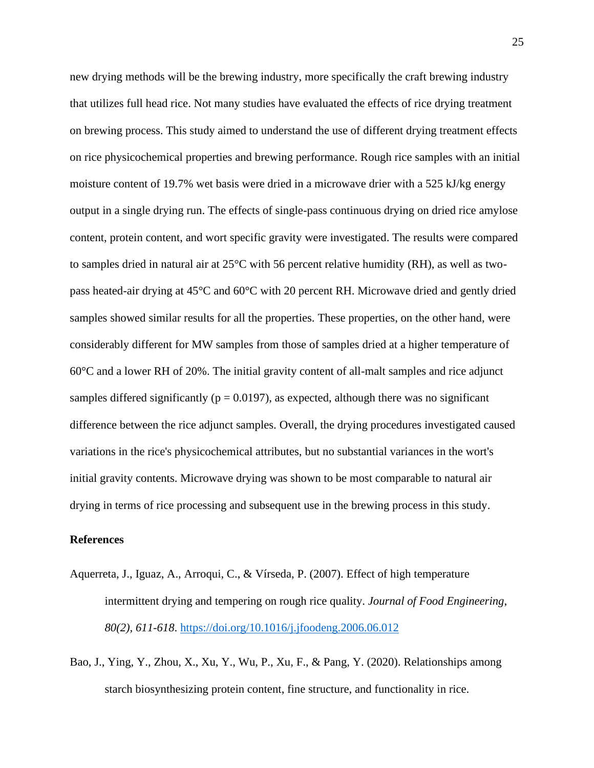new drying methods will be the brewing industry, more specifically the craft brewing industry that utilizes full head rice. Not many studies have evaluated the effects of rice drying treatment on brewing process. This study aimed to understand the use of different drying treatment effects on rice physicochemical properties and brewing performance. Rough rice samples with an initial moisture content of 19.7% wet basis were dried in a microwave drier with a 525 kJ/kg energy output in a single drying run. The effects of single-pass continuous drying on dried rice amylose content, protein content, and wort specific gravity were investigated. The results were compared to samples dried in natural air at 25°C with 56 percent relative humidity (RH), as well as two-pass heated-air drying at 45°C and 60°C with 20 percent RH. Microwave dried and gently dried samples showed similar results for all the properties. These properties, on the other hand, were considerably different for MW samples from those of samples dried at a higher temperature of 60°C and a lower RH of 20%. The initial gravity content of all-malt samples and rice adjunct samples differed significantly ($p = 0.0197$), as expected, although there was no significant difference between the rice adjunct samples. Overall, the drying procedures investigated caused variations in the rice's physicochemical attributes, but no substantial variances in the wort's initial gravity contents. Microwave drying was shown to be most comparable to natural air drying in terms of rice processing and subsequent use in the brewing process in this study.

## References

Aquerreta, J., Iguaz, A., Arroqui, C., & Vírseda, P. (2007). Effect of high temperature intermittent drying and tempering on rough rice quality. *Journal of Food Engineering, 80(2), 611-618*. https://doi.org/10.1016/j.jfoodeng.2006.06.012

Bao, J., Ying, Y., Zhou, X., Xu, Y., Wu, P., Xu, F., & Pang, Y. (2020). Relationships among starch biosynthesizing protein content, fine structure, and functionality in rice.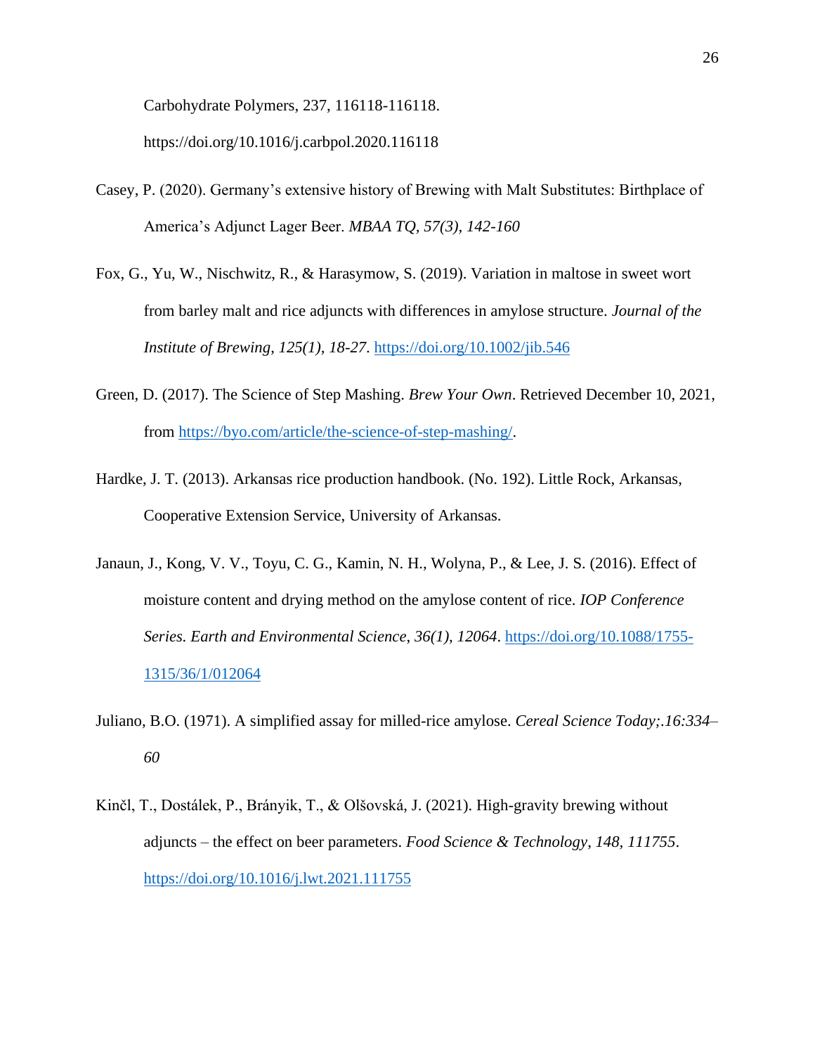Carbohydrate Polymers, 237, 116118-116118. https://doi.org/10.1016/j.carbpol.2020.116118

Casey, P. (2020). Germany's extensive history of Brewing with Malt Substitutes: Birthplace of America's Adjunct Lager Beer. *MBAA TQ, 57(3), 142-160*

Fox, G., Yu, W., Nischwitz, R., & Harasymow, S. (2019). Variation in maltose in sweet wort from barley malt and rice adjuncts with differences in amylose structure. *Journal of the Institute of Brewing, 125(1), 18-27*. https://doi.org/10.1002/jib.546

Green, D. (2017). The Science of Step Mashing. *Brew Your Own*. Retrieved December 10, 2021, from https://byo.com/article/the-science-of-step-mashing/.

Hardke, J. T. (2013). Arkansas rice production handbook. (No. 192). Little Rock, Arkansas, Cooperative Extension Service, University of Arkansas.

Janaun, J., Kong, V. V., Toyu, C. G., Kamin, N. H., Wolyna, P., & Lee, J. S. (2016). Effect of moisture content and drying method on the amylose content of rice. *IOP Conference Series. Earth and Environmental Science, 36(1), 12064*. https://doi.org/10.1088/1755-1315/36/1/012064

Juliano, B.O. (1971). A simplified assay for milled-rice amylose. *Cereal Science Today;.16:334–60*

Kinčl, T., Dostálek, P., Brányik, T., & Olšovská, J. (2021). High-gravity brewing without adjuncts – the effect on beer parameters. *Food Science & Technology, 148, 111755*. https://doi.org/10.1016/j.lwt.2021.111755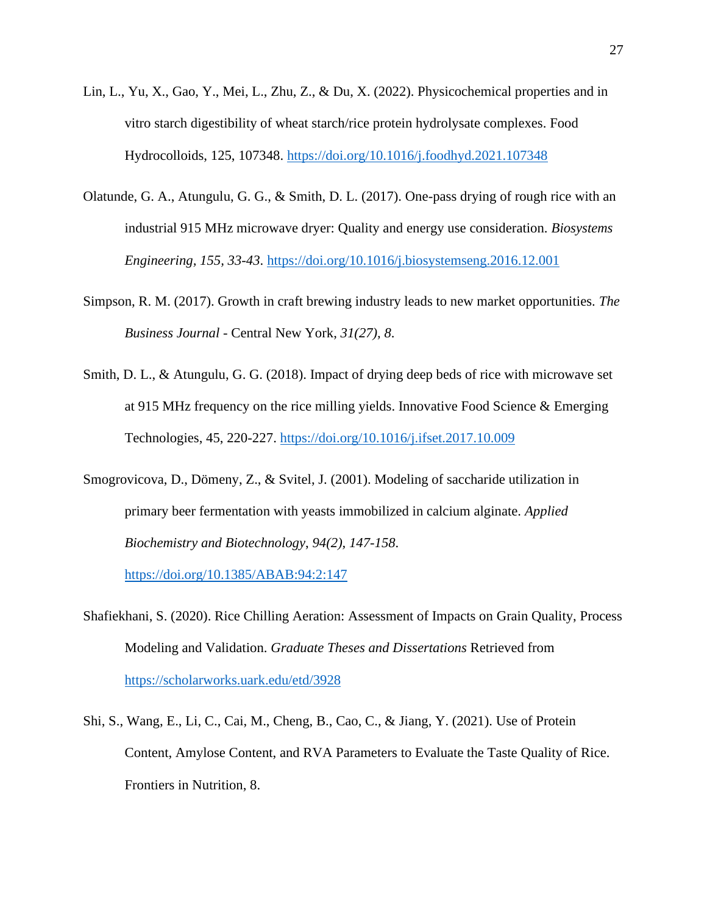Lin, L., Yu, X., Gao, Y., Mei, L., Zhu, Z., & Du, X. (2022). Physicochemical properties and in vitro starch digestibility of wheat starch/rice protein hydrolysate complexes. Food Hydrocolloids, 125, 107348. https://doi.org/10.1016/j.foodhyd.2021.107348

Olatunde, G. A., Atungulu, G. G., & Smith, D. L. (2017). One-pass drying of rough rice with an industrial 915 MHz microwave dryer: Quality and energy use consideration. *Biosystems Engineering, 155, 33-43*. https://doi.org/10.1016/j.biosystemseng.2016.12.001

Simpson, R. M. (2017). Growth in craft brewing industry leads to new market opportunities. *The Business Journal* - Central New York, *31(27), 8.*

Smith, D. L., & Atungulu, G. G. (2018). Impact of drying deep beds of rice with microwave set at 915 MHz frequency on the rice milling yields. Innovative Food Science & Emerging Technologies, 45, 220-227. https://doi.org/10.1016/j.ifset.2017.10.009

Smogrovicova, D., Dömeny, Z., & Svitel, J. (2001). Modeling of saccharide utilization in primary beer fermentation with yeasts immobilized in calcium alginate. *Applied Biochemistry and Biotechnology, 94(2), 147-158*. https://doi.org/10.1385/ABAB:94:2:147

Shafiekhani, S. (2020). Rice Chilling Aeration: Assessment of Impacts on Grain Quality, Process Modeling and Validation. *Graduate Theses and Dissertations* Retrieved from https://scholarworks.uark.edu/etd/3928

Shi, S., Wang, E., Li, C., Cai, M., Cheng, B., Cao, C., & Jiang, Y. (2021). Use of Protein Content, Amylose Content, and RVA Parameters to Evaluate the Taste Quality of Rice. Frontiers in Nutrition, 8.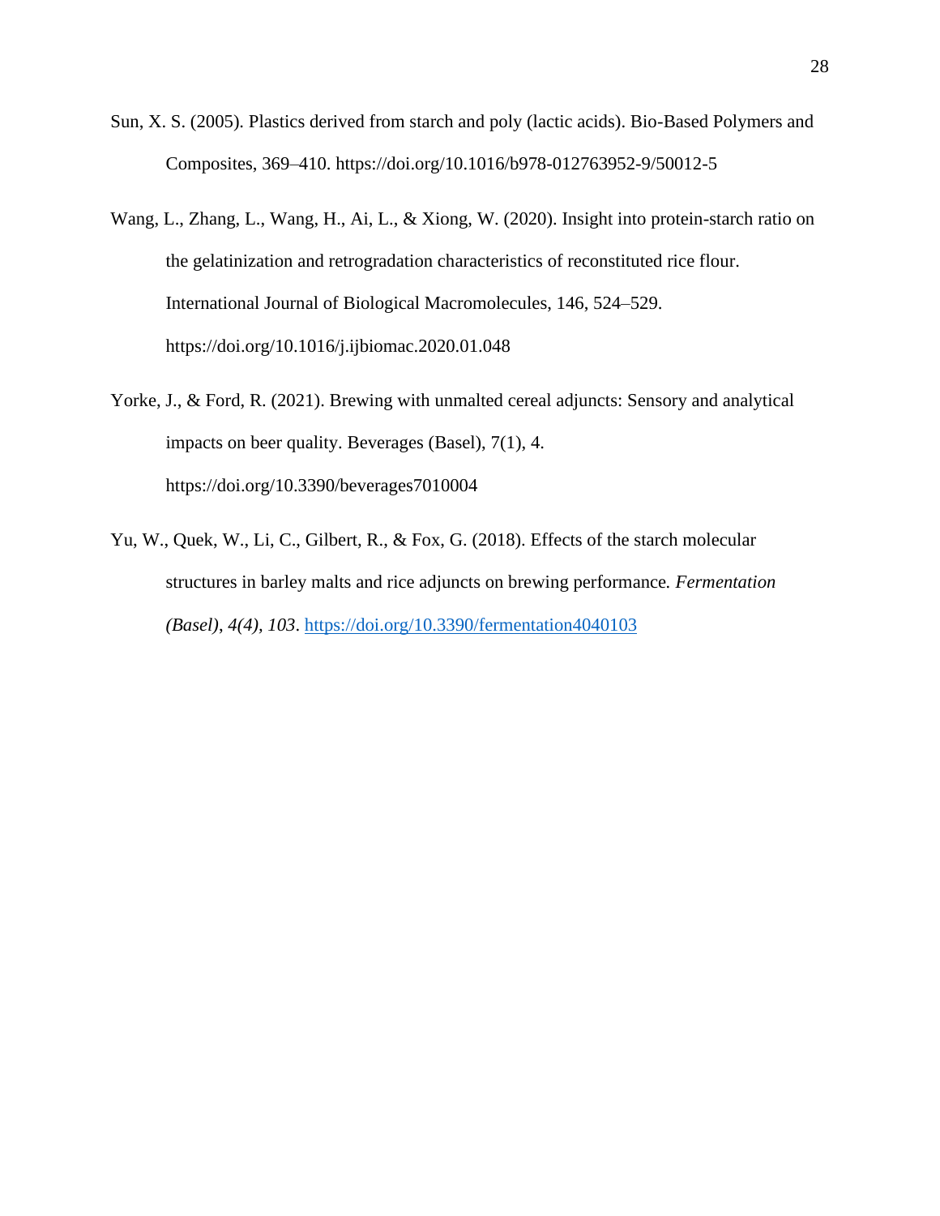Sun, X. S. (2005). Plastics derived from starch and poly (lactic acids). Bio-Based Polymers and Composites, 369–410. https://doi.org/10.1016/b978-012763952-9/50012-5

Wang, L., Zhang, L., Wang, H., Ai, L., & Xiong, W. (2020). Insight into protein-starch ratio on the gelatinization and retrogradation characteristics of reconstituted rice flour. International Journal of Biological Macromolecules, 146, 524–529. https://doi.org/10.1016/j.ijbiomac.2020.01.048

Yorke, J., & Ford, R. (2021). Brewing with unmalted cereal adjuncts: Sensory and analytical impacts on beer quality. Beverages (Basel), 7(1), 4. https://doi.org/10.3390/beverages7010004

Yu, W., Quek, W., Li, C., Gilbert, R., & Fox, G. (2018). Effects of the starch molecular structures in barley malts and rice adjuncts on brewing performance. *Fermentation (Basel)*, *4(4), 103*. https://doi.org/10.3390/fermentation4040103